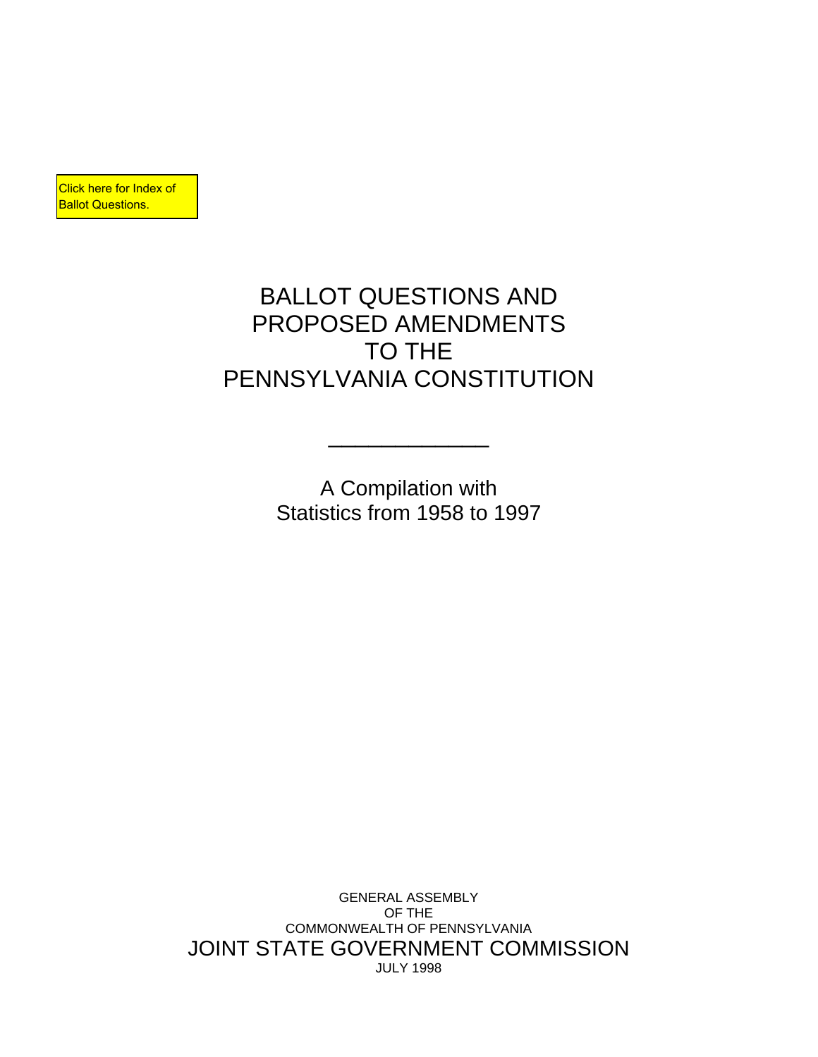Click here for Index of Ballot Questions.

# BALLOT QUESTIONS AND PROPOSED AMENDMENTS TO THE PENNSYLVANIA CONSTITUTION

---

A Compilation with Statistics from 1958 to 1997

GENERAL ASSEMBLY
OF THE
COMMONWEALTH OF PENNSYLVANIA

JOINT STATE GOVERNMENT COMMISSION

JULY 1998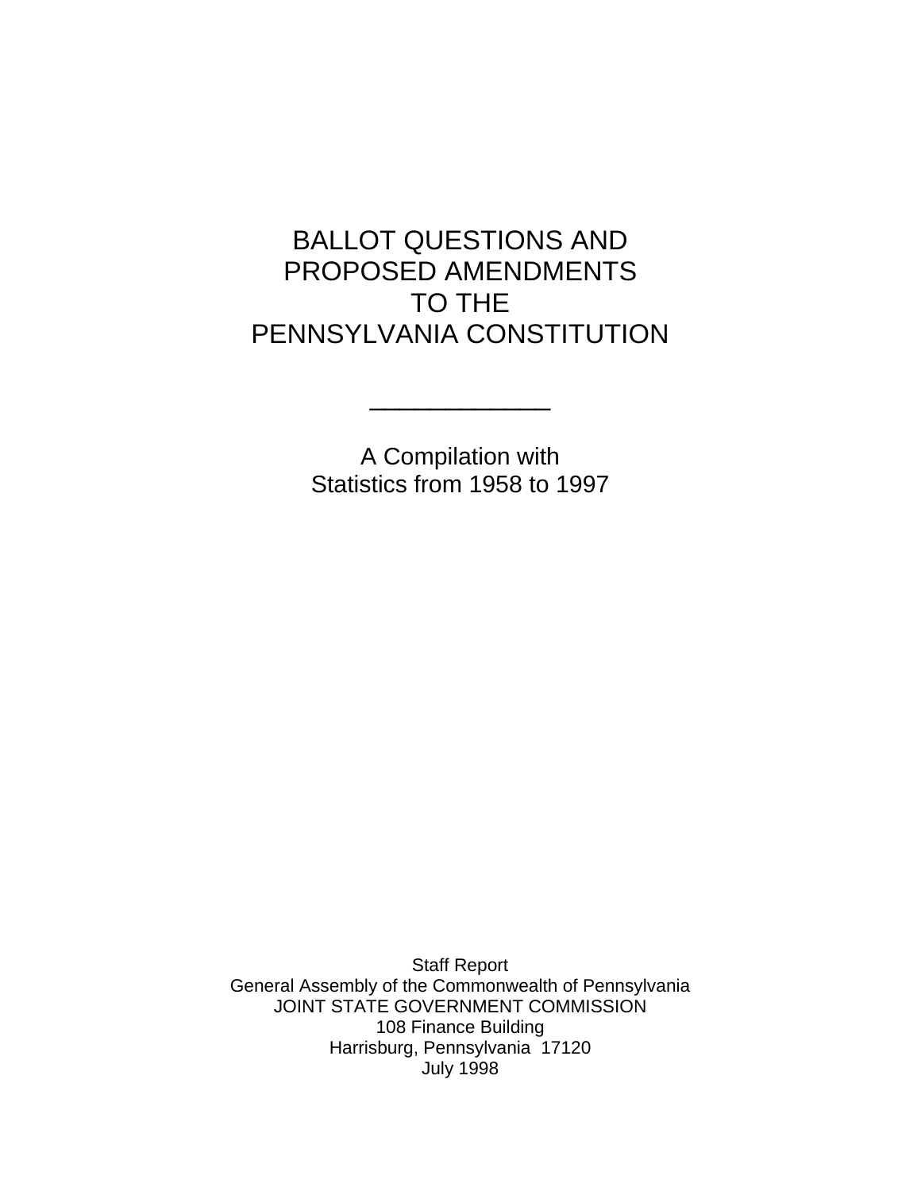# BALLOT QUESTIONS AND PROPOSED AMENDMENTS TO THE PENNSYLVANIA CONSTITUTION

---

A Compilation with
Statistics from 1958 to 1997

Staff Report
General Assembly of the Commonwealth of Pennsylvania
JOINT STATE GOVERNMENT COMMISSION
108 Finance Building
Harrisburg, Pennsylvania 17120
July 1998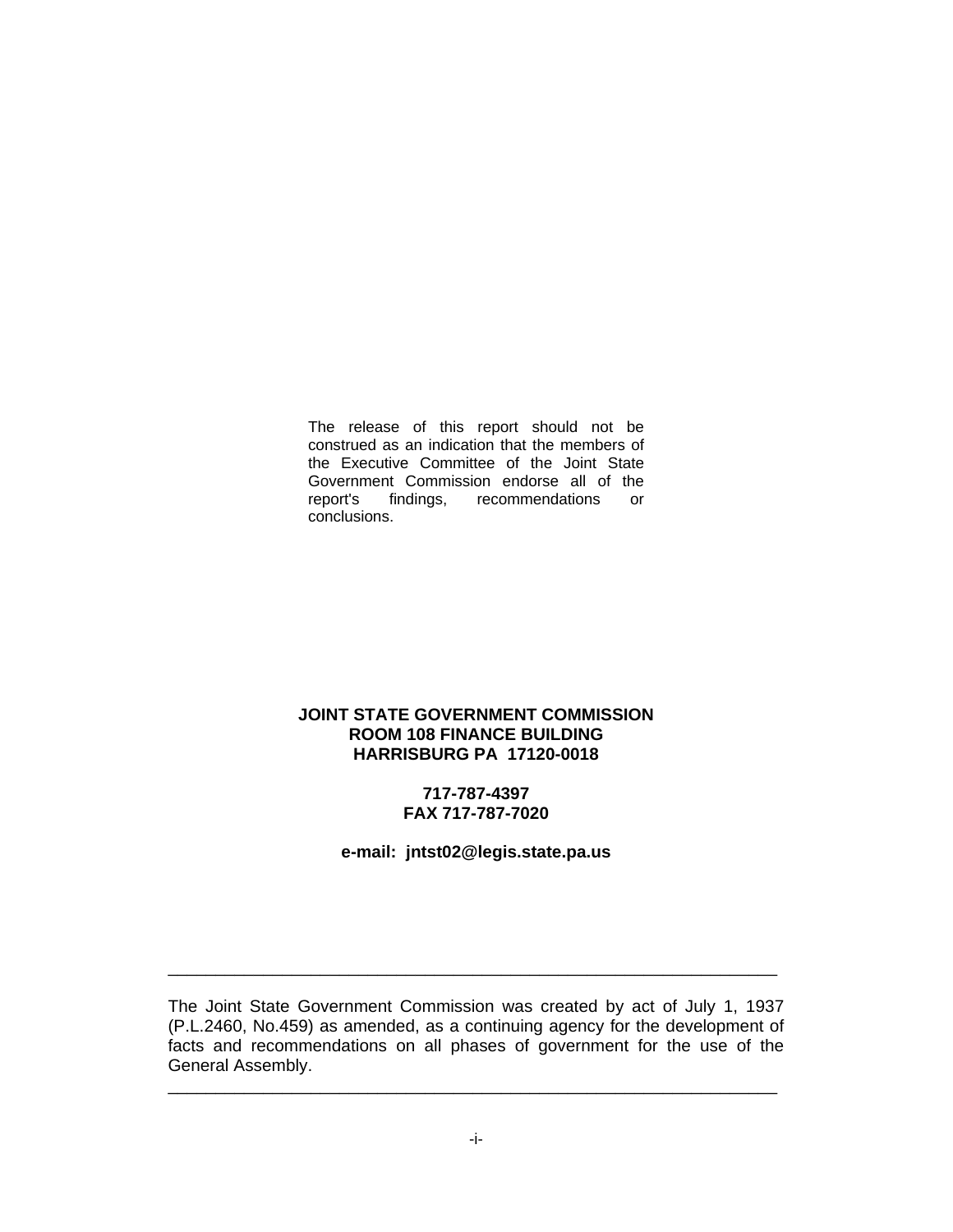The release of this report should not be construed as an indication that the members of the Executive Committee of the Joint State Government Commission endorse all of the report's findings, recommendations or conclusions.

**JOINT STATE GOVERNMENT COMMISSION**
**ROOM 108 FINANCE BUILDING**
**HARRISBURG PA 17120-0018**

**717-787-4397**
**FAX 717-787-7020**

**e-mail: jntst02@legis.state.pa.us**

---

The Joint State Government Commission was created by act of July 1, 1937 (P.L.2460, No.459) as amended, as a continuing agency for the development of facts and recommendations on all phases of government for the use of the General Assembly.

---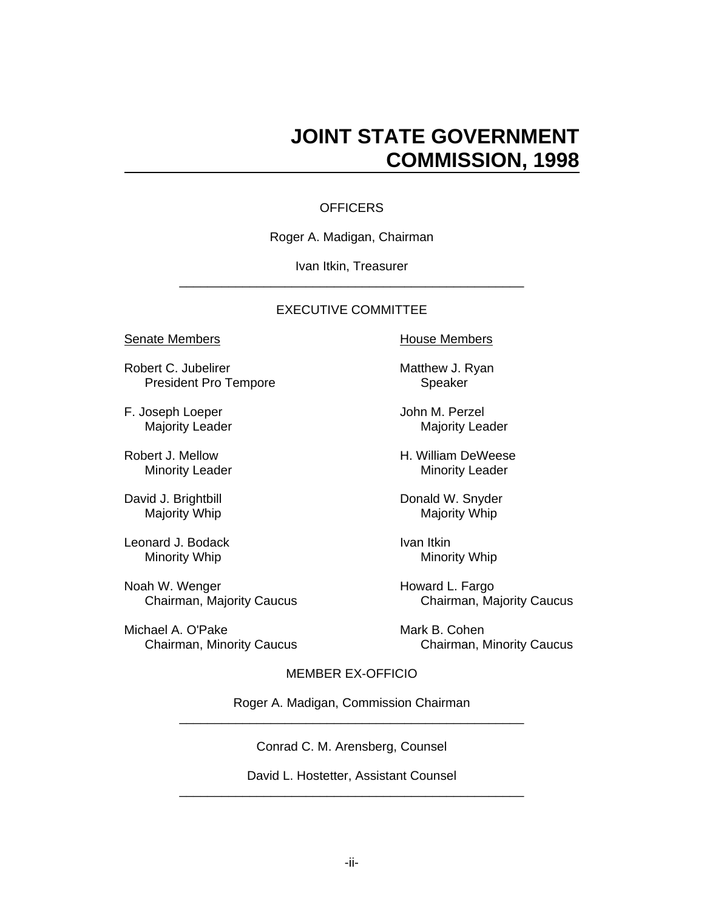# JOINT STATE GOVERNMENT COMMISSION, 1998

OFFICERS

Roger A. Madigan, Chairman

Ivan Itkin, Treasurer

---

EXECUTIVE COMMITTEE

**Senate Members**

Robert C. Jubelirer
President Pro Tempore

F. Joseph Loeper
Majority Leader

Robert J. Mellow
Minority Leader

David J. Brightbill
Majority Whip

Leonard J. Bodack
Minority Whip

Noah W. Wenger
Chairman, Majority Caucus

Michael A. O'Pake
Chairman, Minority Caucus

**House Members**

Matthew J. Ryan
Speaker

John M. Perzel
Majority Leader

H. William DeWeese
Minority Leader

Donald W. Snyder
Majority Whip

Ivan Itkin
Minority Whip

Howard L. Fargo
Chairman, Majority Caucus

Mark B. Cohen
Chairman, Minority Caucus

MEMBER EX-OFFICIO

Roger A. Madigan, Commission Chairman

---

Conrad C. M. Arensberg, Counsel

David L. Hostetter, Assistant Counsel

---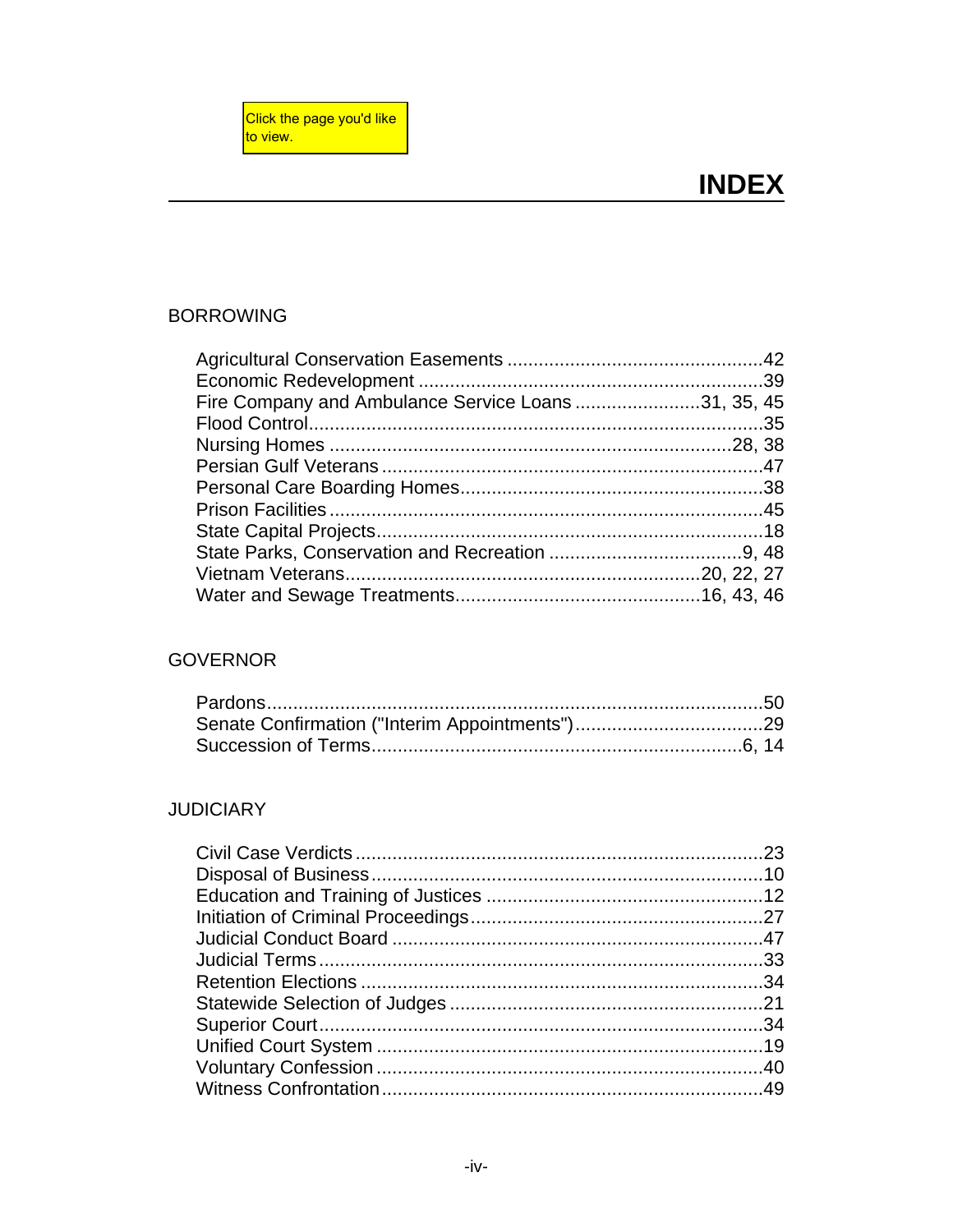Click the page you'd like to view.

# INDEX

## BORROWING

- Agricultural Conservation Easements ... 42
- Economic Redevelopment ... 39
- Fire Company and Ambulance Service Loans ... 31, 35, 45
- Flood Control ... 35
- Nursing Homes ... 28, 38
- Persian Gulf Veterans ... 47
- Personal Care Boarding Homes ... 38
- Prison Facilities ... 45
- State Capital Projects ... 18
- State Parks, Conservation and Recreation ... 9, 48
- Vietnam Veterans ... 20, 22, 27
- Water and Sewage Treatments ... 16, 43, 46

## GOVERNOR

- Pardons ... 50
- Senate Confirmation ("Interim Appointments") ... 29
- Succession of Terms ... 6, 14

## JUDICIARY

- Civil Case Verdicts ... 23
- Disposal of Business ... 10
- Education and Training of Justices ... 12
- Initiation of Criminal Proceedings ... 27
- Judicial Conduct Board ... 47
- Judicial Terms ... 33
- Retention Elections ... 34
- Statewide Selection of Judges ... 21
- Superior Court ... 34
- Unified Court System ... 19
- Voluntary Confession ... 40
- Witness Confrontation ... 49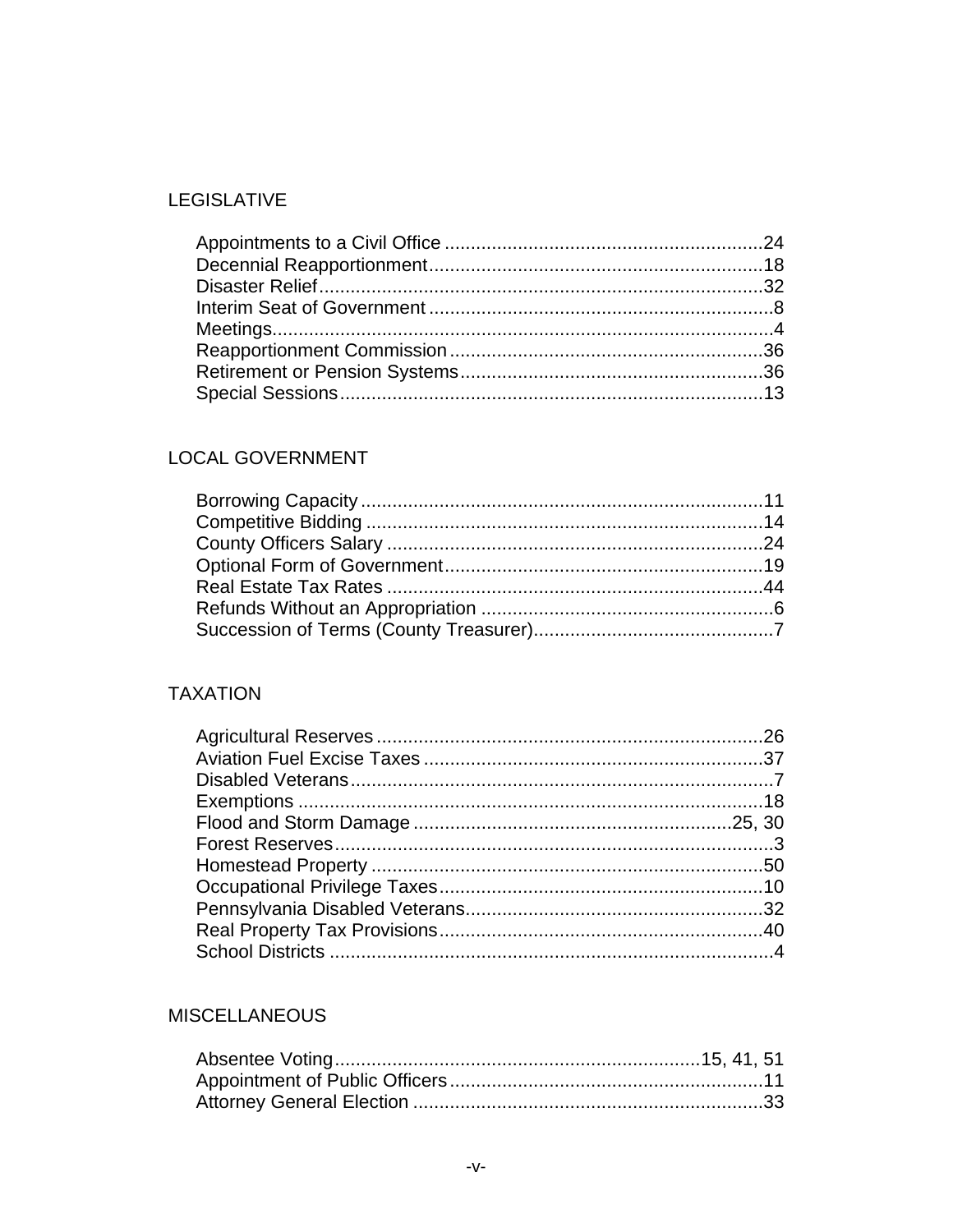## LEGISLATIVE

Appointments to a Civil Office ............................................................24
Decennial Reapportionment...............................................................18
Disaster Relief.....................................................................................32
Interim Seat of Government .................................................................8
Meetings................................................................................................4
Reapportionment Commission............................................................36
Retirement or Pension Systems..........................................................36
Special Sessions.................................................................................13

## LOCAL GOVERNMENT

Borrowing Capacity.............................................................................11
Competitive Bidding ............................................................................14
County Officers Salary ........................................................................24
Optional Form of Government.............................................................19
Real Estate Tax Rates ........................................................................44
Refunds Without an Appropriation ........................................................6
Succession of Terms (County Treasurer)..............................................7

## TAXATION

Agricultural Reserves ..........................................................................26
Aviation Fuel Excise Taxes .................................................................37
Disabled Veterans.................................................................................7
Exemptions .........................................................................................18
Flood and Storm Damage .............................................................25, 30
Forest Reserves....................................................................................3
Homestead Property ...........................................................................50
Occupational Privilege Taxes..............................................................10
Pennsylvania Disabled Veterans.........................................................32
Real Property Tax Provisions..............................................................40
School Districts .....................................................................................4

## MISCELLANEOUS

Absentee Voting.....................................................................15, 41, 51
Appointment of Public Officers............................................................11
Attorney General Election ...................................................................33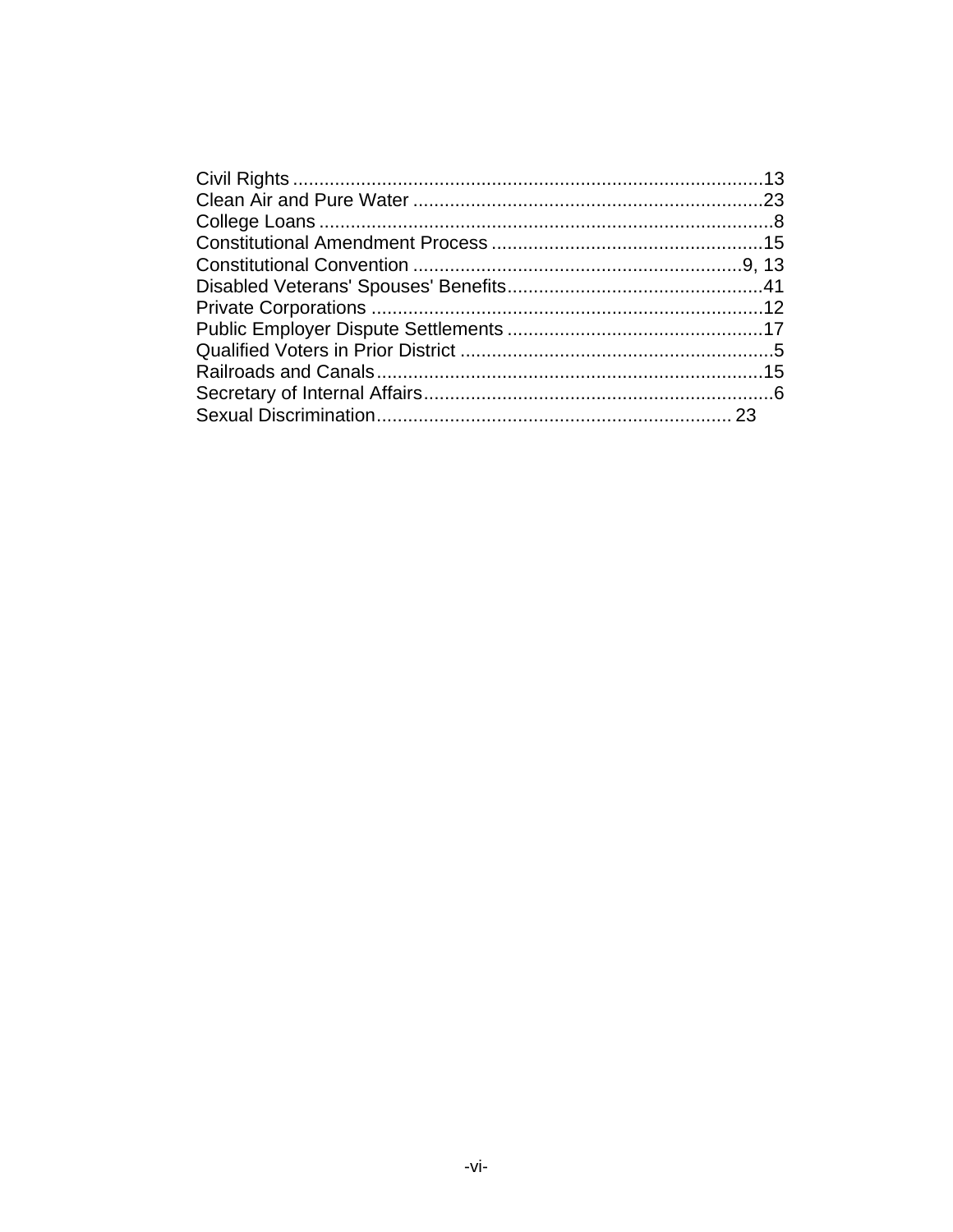Civil Rights ..........................................................................................13
Clean Air and Pure Water ...................................................................23
College Loans .......................................................................................8
Constitutional Amendment Process ....................................................15
Constitutional Convention ...............................................................9, 13
Disabled Veterans' Spouses' Benefits.................................................41
Private Corporations ...........................................................................12
Public Employer Dispute Settlements .................................................17
Qualified Voters in Prior District ............................................................5
Railroads and Canals...........................................................................15
Secretary of Internal Affairs...................................................................6
Sexual Discrimination.................................................................... 23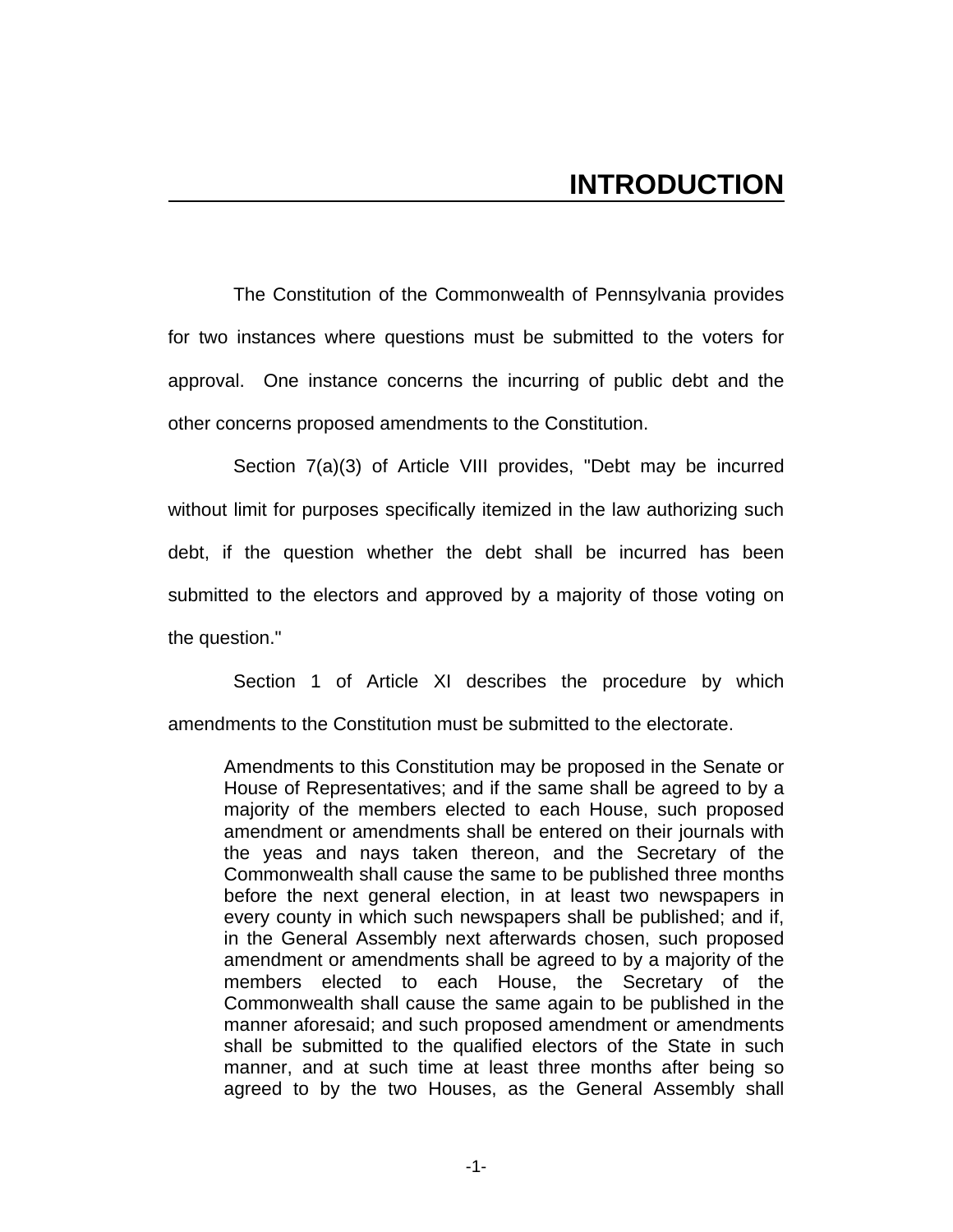# INTRODUCTION

The Constitution of the Commonwealth of Pennsylvania provides for two instances where questions must be submitted to the voters for approval. One instance concerns the incurring of public debt and the other concerns proposed amendments to the Constitution.

Section 7(a)(3) of Article VIII provides, "Debt may be incurred without limit for purposes specifically itemized in the law authorizing such debt, if the question whether the debt shall be incurred has been submitted to the electors and approved by a majority of those voting on the question."

Section 1 of Article XI describes the procedure by which amendments to the Constitution must be submitted to the electorate.

> Amendments to this Constitution may be proposed in the Senate or House of Representatives; and if the same shall be agreed to by a majority of the members elected to each House, such proposed amendment or amendments shall be entered on their journals with the yeas and nays taken thereon, and the Secretary of the Commonwealth shall cause the same to be published three months before the next general election, in at least two newspapers in every county in which such newspapers shall be published; and if, in the General Assembly next afterwards chosen, such proposed amendment or amendments shall be agreed to by a majority of the members elected to each House, the Secretary of the Commonwealth shall cause the same again to be published in the manner aforesaid; and such proposed amendment or amendments shall be submitted to the qualified electors of the State in such manner, and at such time at least three months after being so agreed to by the two Houses, as the General Assembly shall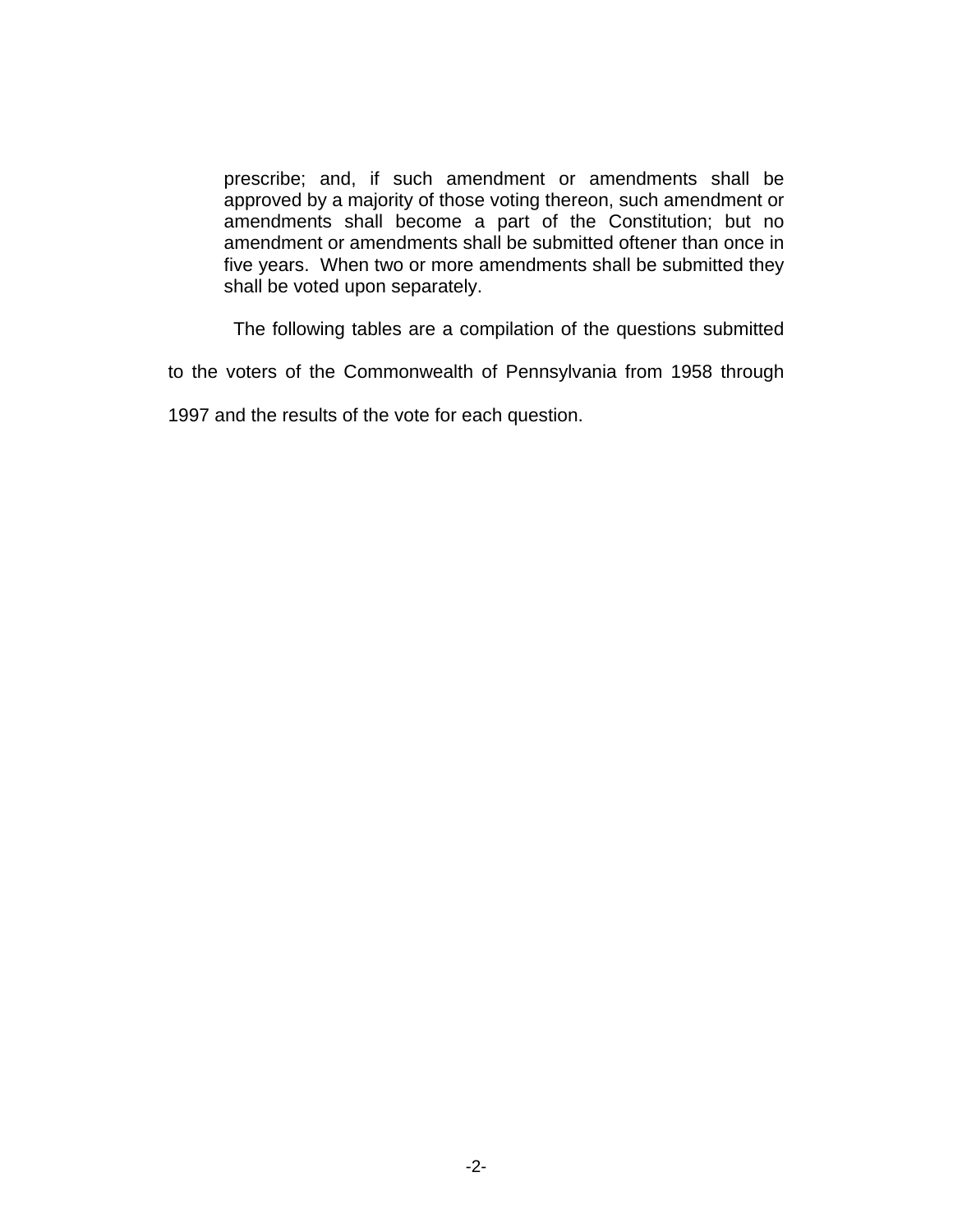> prescribe; and, if such amendment or amendments shall be approved by a majority of those voting thereon, such amendment or amendments shall become a part of the Constitution; but no amendment or amendments shall be submitted oftener than once in five years. When two or more amendments shall be submitted they shall be voted upon separately.

The following tables are a compilation of the questions submitted to the voters of the Commonwealth of Pennsylvania from 1958 through 1997 and the results of the vote for each question.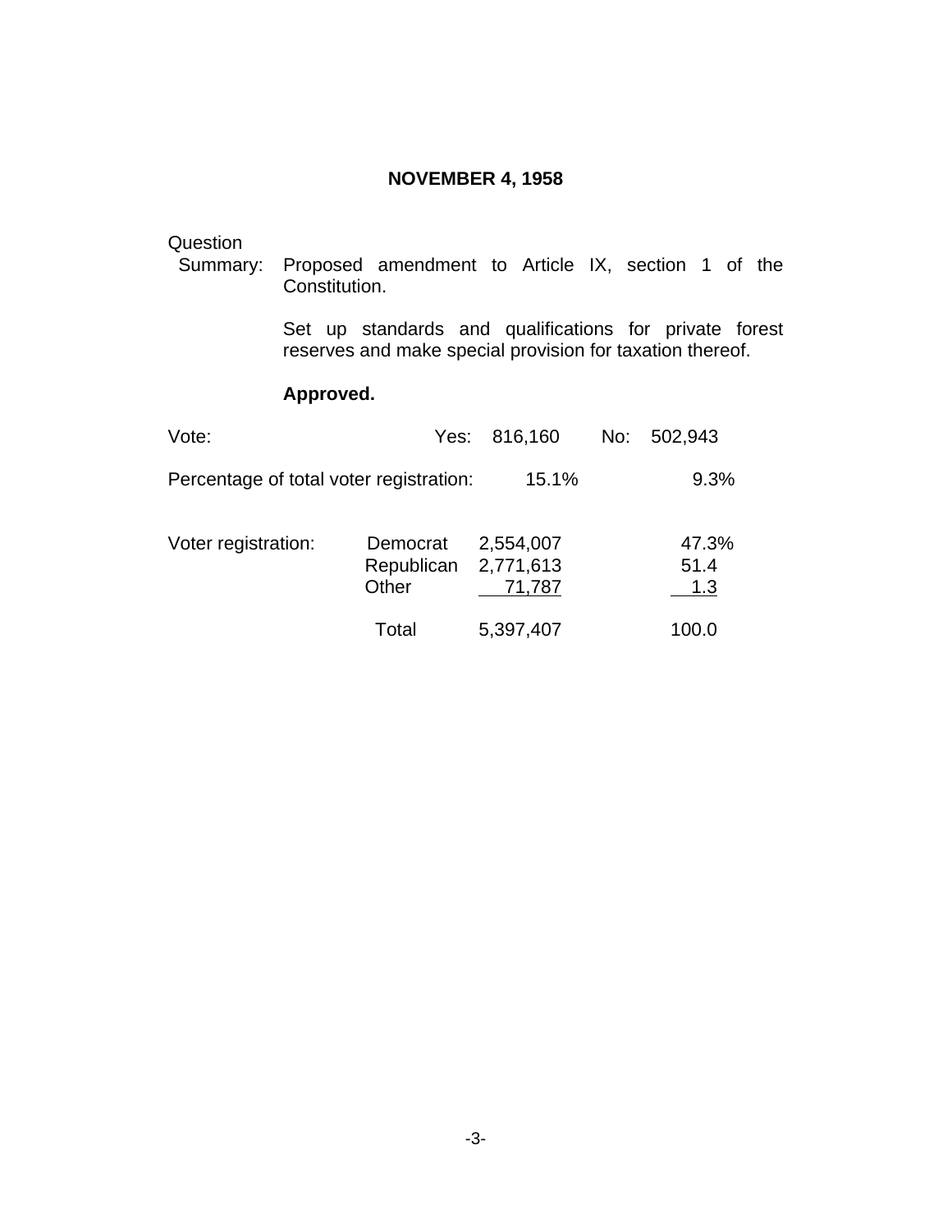## NOVEMBER 4, 1958

Question Summary: Proposed amendment to Article IX, section 1 of the Constitution.

Set up standards and qualifications for private forest reserves and make special provision for taxation thereof.

**Approved.**

| Vote: | Yes: 816,160 | No: 502,943 |
|---|---|---|
| Percentage of total voter registration: | 15.1% | 9.3% |

| Voter registration: | | | |
|---|---|---|---|
| | Democrat | 2,554,007 | 47.3% |
| | Republican | 2,771,613 | 51.4 |
| | Other | 71,787 | 1.3 |
| | Total | 5,397,407 | 100.0 |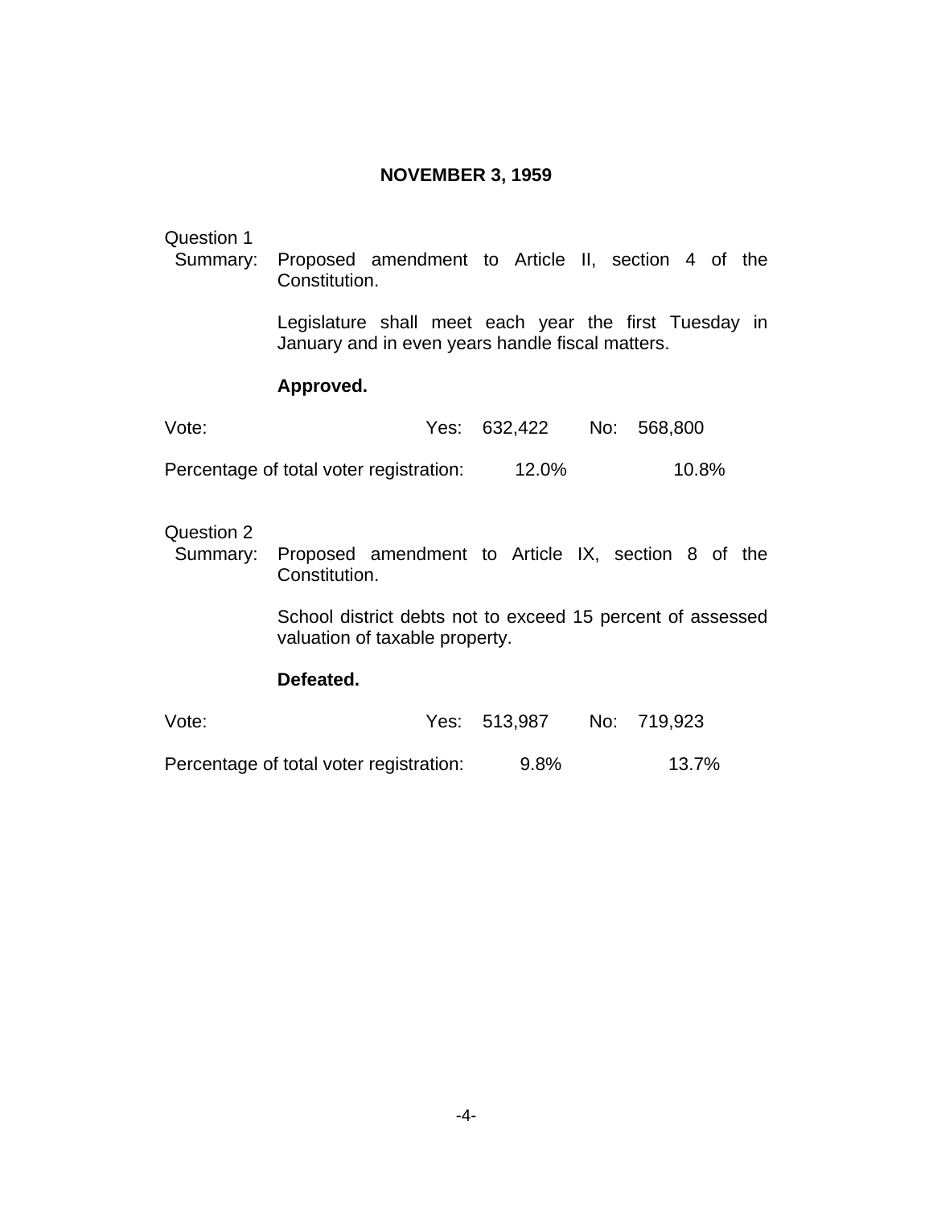## NOVEMBER 3, 1959

Question 1

Summary: Proposed amendment to Article II, section 4 of the Constitution.

Legislature shall meet each year the first Tuesday in January and in even years handle fiscal matters.

**Approved.**

| | Yes | No |
|---|---|---|
| Vote: | 632,422 | 568,800 |
| Percentage of total voter registration: | 12.0% | 10.8% |

Question 2

Summary: Proposed amendment to Article IX, section 8 of the Constitution.

School district debts not to exceed 15 percent of assessed valuation of taxable property.

**Defeated.**

| | Yes | No |
|---|---|---|
| Vote: | 513,987 | 719,923 |
| Percentage of total voter registration: | 9.8% | 13.7% |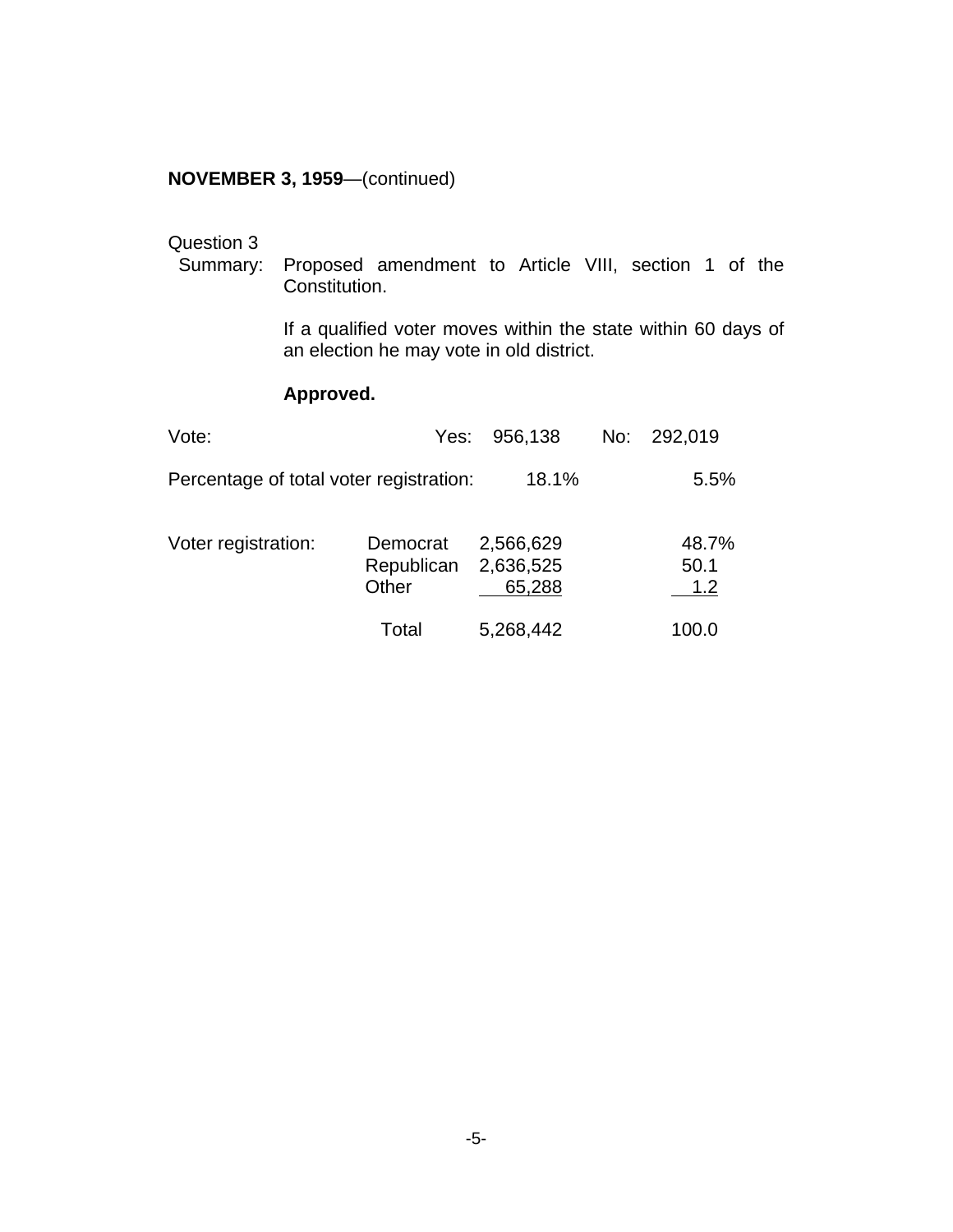**NOVEMBER 3, 1959**—(continued)

Question 3

Summary: Proposed amendment to Article VIII, section 1 of the Constitution.

If a qualified voter moves within the state within 60 days of an election he may vote in old district.

**Approved.**

| Vote: | Yes: | 956,138 | No: | 292,019 |
|---|---|---|---|---|
| Percentage of total voter registration: | | 18.1% | | 5.5% |

| Voter registration: | | | |
|---|---|---|---|
| | Democrat | 2,566,629 | 48.7% |
| | Republican | 2,636,525 | 50.1 |
| | Other | 65,288 | 1.2 |
| | Total | 5,268,442 | 100.0 |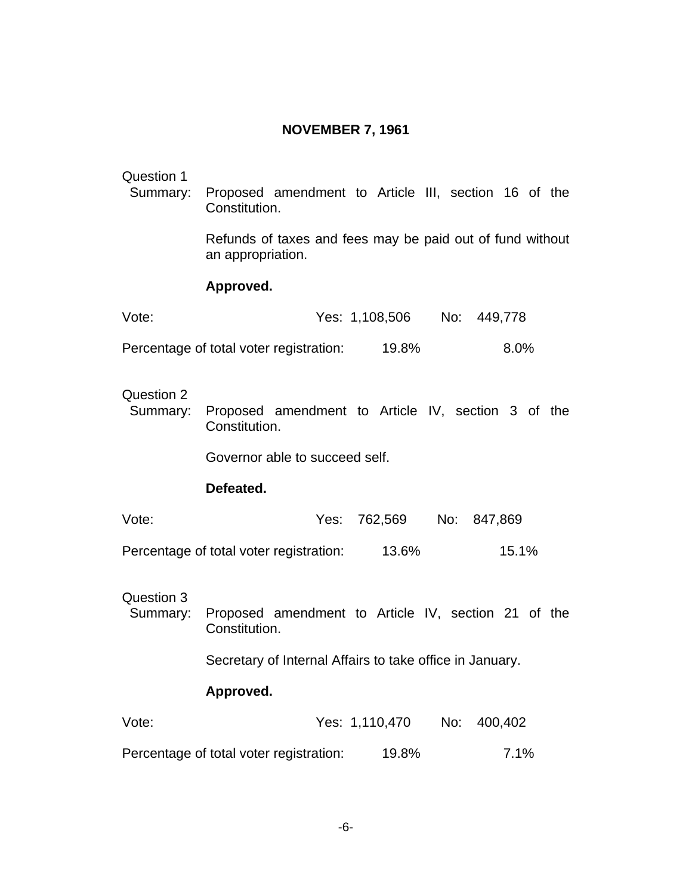## NOVEMBER 7, 1961

Question 1
Summary: Proposed amendment to Article III, section 16 of the Constitution.

Refunds of taxes and fees may be paid out of fund without an appropriation.

**Approved.**

Vote: Yes: 1,108,506 No: 449,778

Percentage of total voter registration: 19.8% 8.0%

Question 2
Summary: Proposed amendment to Article IV, section 3 of the Constitution.

Governor able to succeed self.

**Defeated.**

Vote: Yes: 762,569 No: 847,869

Percentage of total voter registration: 13.6% 15.1%

Question 3
Summary: Proposed amendment to Article IV, section 21 of the Constitution.

Secretary of Internal Affairs to take office in January.

**Approved.**

Vote: Yes: 1,110,470 No: 400,402

Percentage of total voter registration: 19.8% 7.1%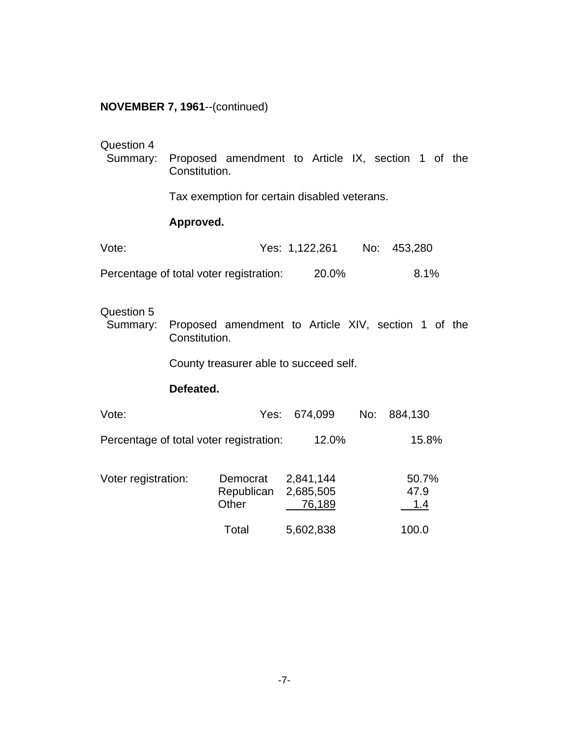**NOVEMBER 7, 1961**--(continued)

Question 4
Summary: Proposed amendment to Article IX, section 1 of the Constitution.

Tax exemption for certain disabled veterans.

**Approved.**

| | Yes | No |
|---|---|---|
| Vote: | 1,122,261 | 453,280 |
| Percentage of total voter registration: | 20.0% | 8.1% |

Question 5
Summary: Proposed amendment to Article XIV, section 1 of the Constitution.

County treasurer able to succeed self.

**Defeated.**

| | Yes | No |
|---|---|---|
| Vote: | 674,099 | 884,130 |
| Percentage of total voter registration: | 12.0% | 15.8% |

| Voter registration: | | | |
|---|---|---|---|
| | Democrat | 2,841,144 | 50.7% |
| | Republican | 2,685,505 | 47.9 |
| | Other | 76,189 | 1.4 |
| | Total | 5,602,838 | 100.0 |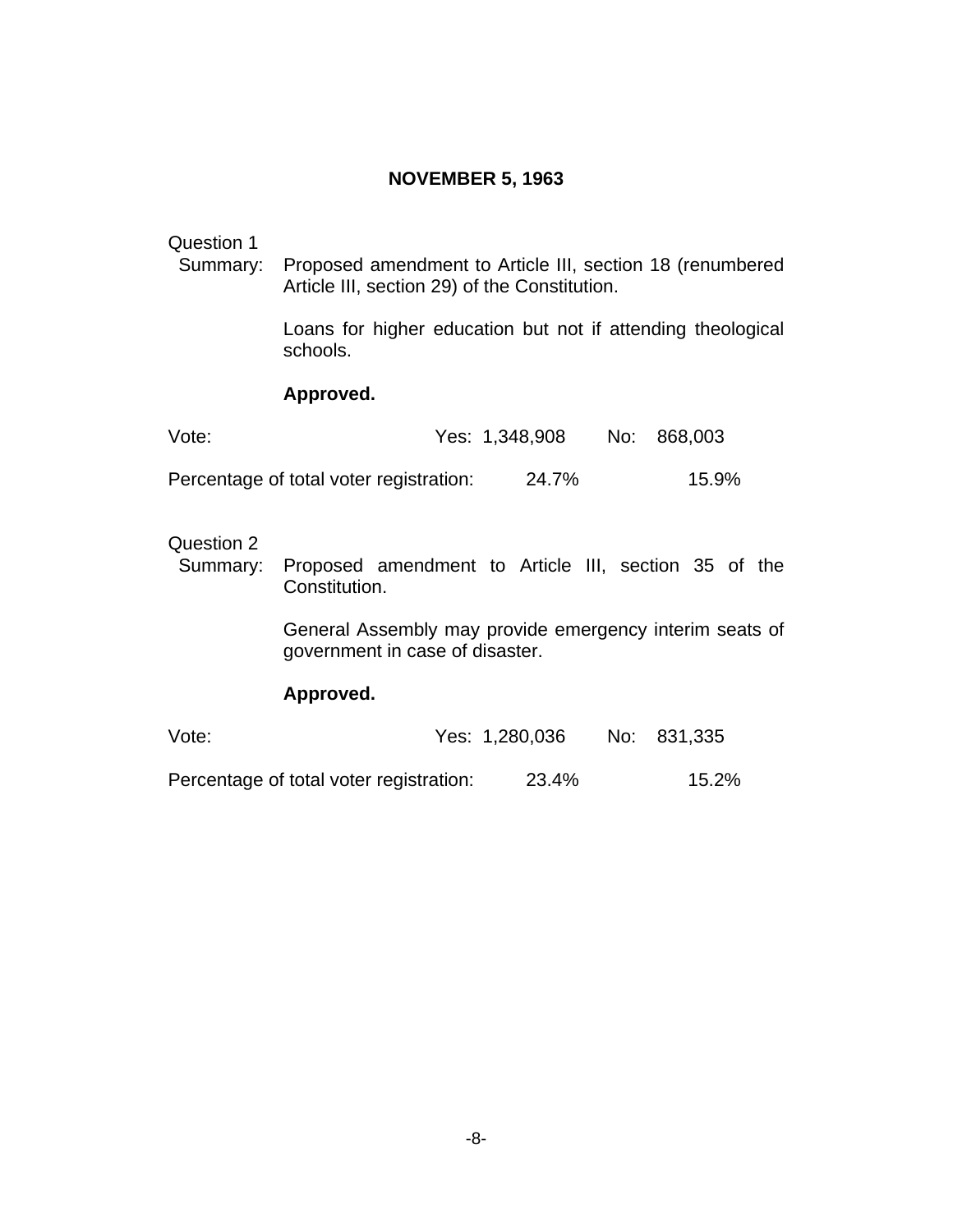## NOVEMBER 5, 1963

Question 1

Summary: Proposed amendment to Article III, section 18 (renumbered Article III, section 29) of the Constitution.

Loans for higher education but not if attending theological schools.

**Approved.**

| | Yes | No |
|---|---|---|
| Vote: | 1,348,908 | 868,003 |
| Percentage of total voter registration: | 24.7% | 15.9% |

Question 2

Summary: Proposed amendment to Article III, section 35 of the Constitution.

General Assembly may provide emergency interim seats of government in case of disaster.

**Approved.**

| | Yes | No |
|---|---|---|
| Vote: | 1,280,036 | 831,335 |
| Percentage of total voter registration: | 23.4% | 15.2% |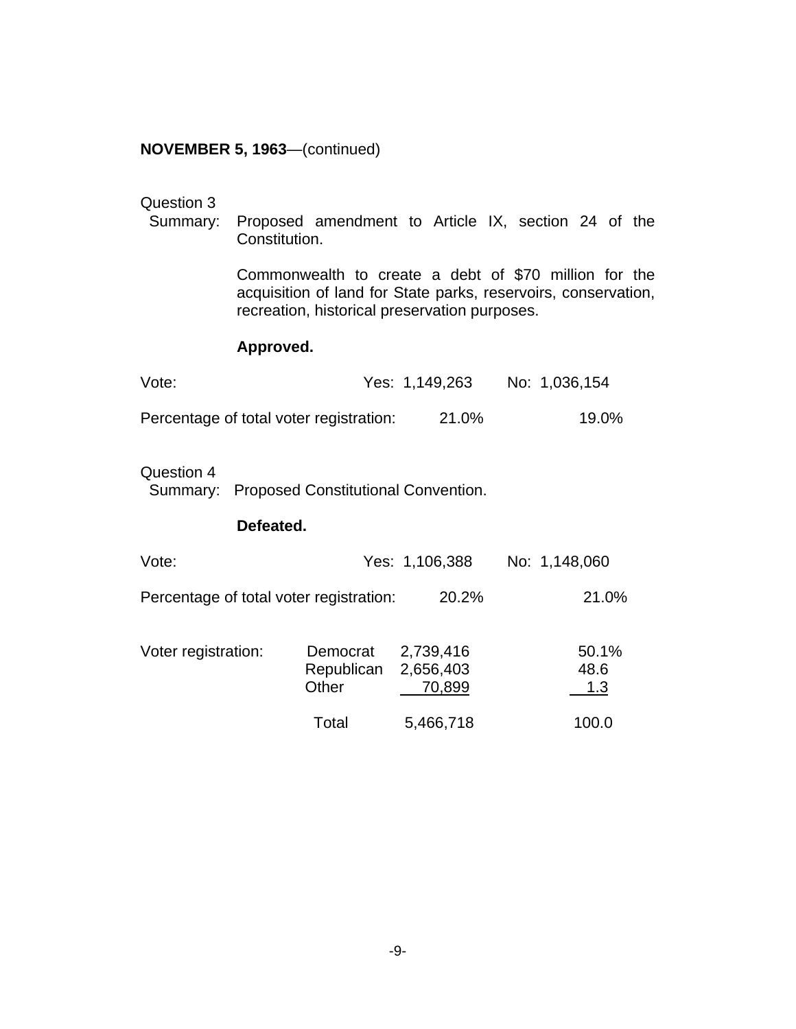**NOVEMBER 5, 1963**—(continued)

Question 3
Summary: Proposed amendment to Article IX, section 24 of the Constitution.

Commonwealth to create a debt of $70 million for the acquisition of land for State parks, reservoirs, conservation, recreation, historical preservation purposes.

**Approved.**

| | Yes | No |
|---|---|---|
| Vote: | Yes: 1,149,263 | No: 1,036,154 |
| Percentage of total voter registration: | 21.0% | 19.0% |

Question 4
Summary: Proposed Constitutional Convention.

**Defeated.**

| | Yes | No |
|---|---|---|
| Vote: | Yes: 1,106,388 | No: 1,148,060 |
| Percentage of total voter registration: | 20.2% | 21.0% |

| Voter registration: | | | |
|---|---|---|---|
| | Democrat | 2,739,416 | 50.1% |
| | Republican | 2,656,403 | 48.6 |
| | Other | 70,899 | 1.3 |
| | Total | 5,466,718 | 100.0 |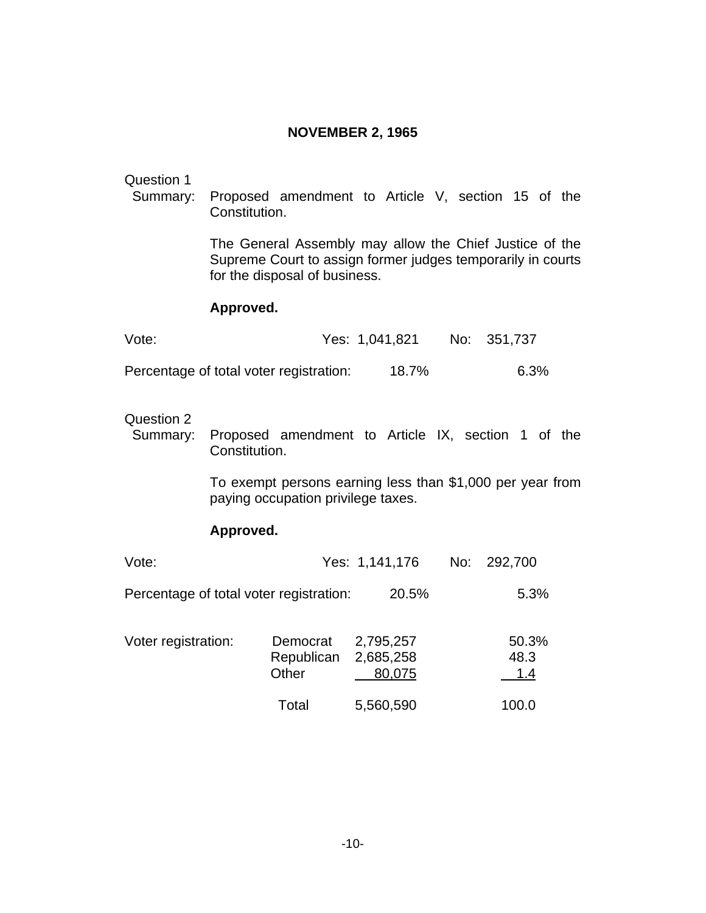## NOVEMBER 2, 1965

Question 1

Summary: Proposed amendment to Article V, section 15 of the Constitution.

The General Assembly may allow the Chief Justice of the Supreme Court to assign former judges temporarily in courts for the disposal of business.

**Approved.**

Vote: Yes: 1,041,821 No: 351,737

Percentage of total voter registration: 18.7% 6.3%

Question 2

Summary: Proposed amendment to Article IX, section 1 of the Constitution.

To exempt persons earning less than $1,000 per year from paying occupation privilege taxes.

**Approved.**

Vote: Yes: 1,141,176 No: 292,700

Percentage of total voter registration: 20.5% 5.3%

| Voter registration: | | | |
|---|---|---|---|
| | Democrat | 2,795,257 | 50.3% |
| | Republican | 2,685,258 | 48.3 |
| | Other | 80,075 | 1.4 |
| | Total | 5,560,590 | 100.0 |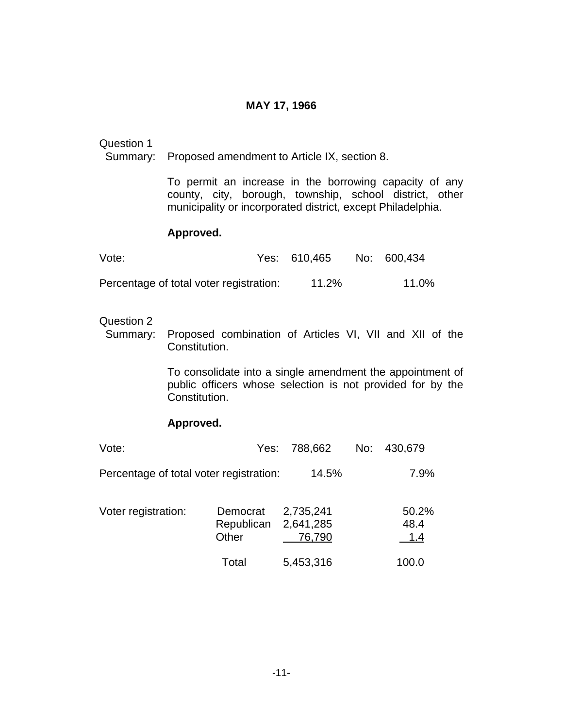## MAY 17, 1966

Question 1

Summary: Proposed amendment to Article IX, section 8.

To permit an increase in the borrowing capacity of any county, city, borough, township, school district, other municipality or incorporated district, except Philadelphia.

**Approved.**

| | Yes | No |
|---|---|---|
| Vote: | 610,465 | 600,434 |
| Percentage of total voter registration: | 11.2% | 11.0% |

Question 2

Summary: Proposed combination of Articles VI, VII and XII of the Constitution.

To consolidate into a single amendment the appointment of public officers whose selection is not provided for by the Constitution.

**Approved.**

| | Yes | No |
|---|---|---|
| Vote: | 788,662 | 430,679 |
| Percentage of total voter registration: | 14.5% | 7.9% |

| Voter registration: | | | |
|---|---|---|---|
| | Democrat | 2,735,241 | 50.2% |
| | Republican | 2,641,285 | 48.4 |
| | Other | 76,790 | 1.4 |
| | Total | 5,453,316 | 100.0 |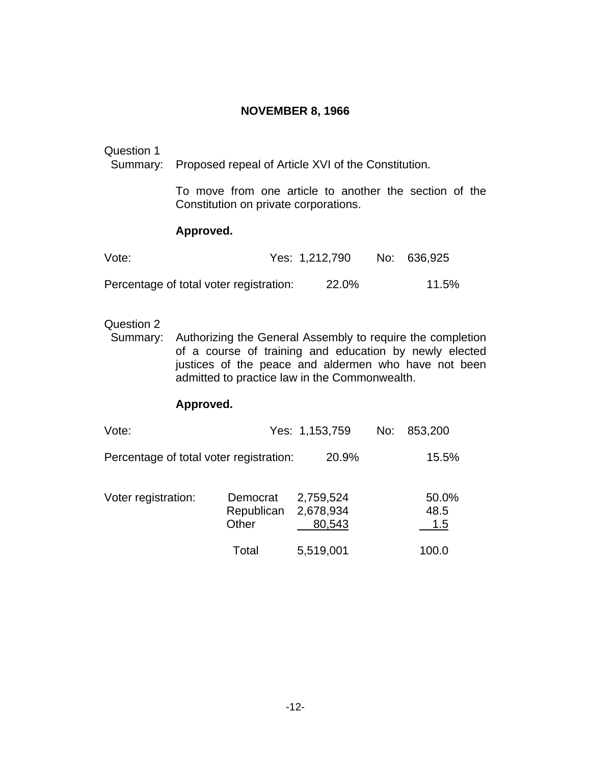## NOVEMBER 8, 1966

Question 1

Summary: Proposed repeal of Article XVI of the Constitution.

To move from one article to another the section of the Constitution on private corporations.

**Approved.**

| | Yes | No |
|---|---|---|
| Vote: | 1,212,790 | 636,925 |
| Percentage of total voter registration: | 22.0% | 11.5% |

Question 2

Summary: Authorizing the General Assembly to require the completion of a course of training and education by newly elected justices of the peace and aldermen who have not been admitted to practice law in the Commonwealth.

**Approved.**

| | Yes | No |
|---|---|---|
| Vote: | 1,153,759 | 853,200 |
| Percentage of total voter registration: | 20.9% | 15.5% |

| Voter registration: | | | |
|---|---|---|---|
| | Democrat | 2,759,524 | 50.0% |
| | Republican | 2,678,934 | 48.5 |
| | Other | 80,543 | 1.5 |
| | Total | 5,519,001 | 100.0 |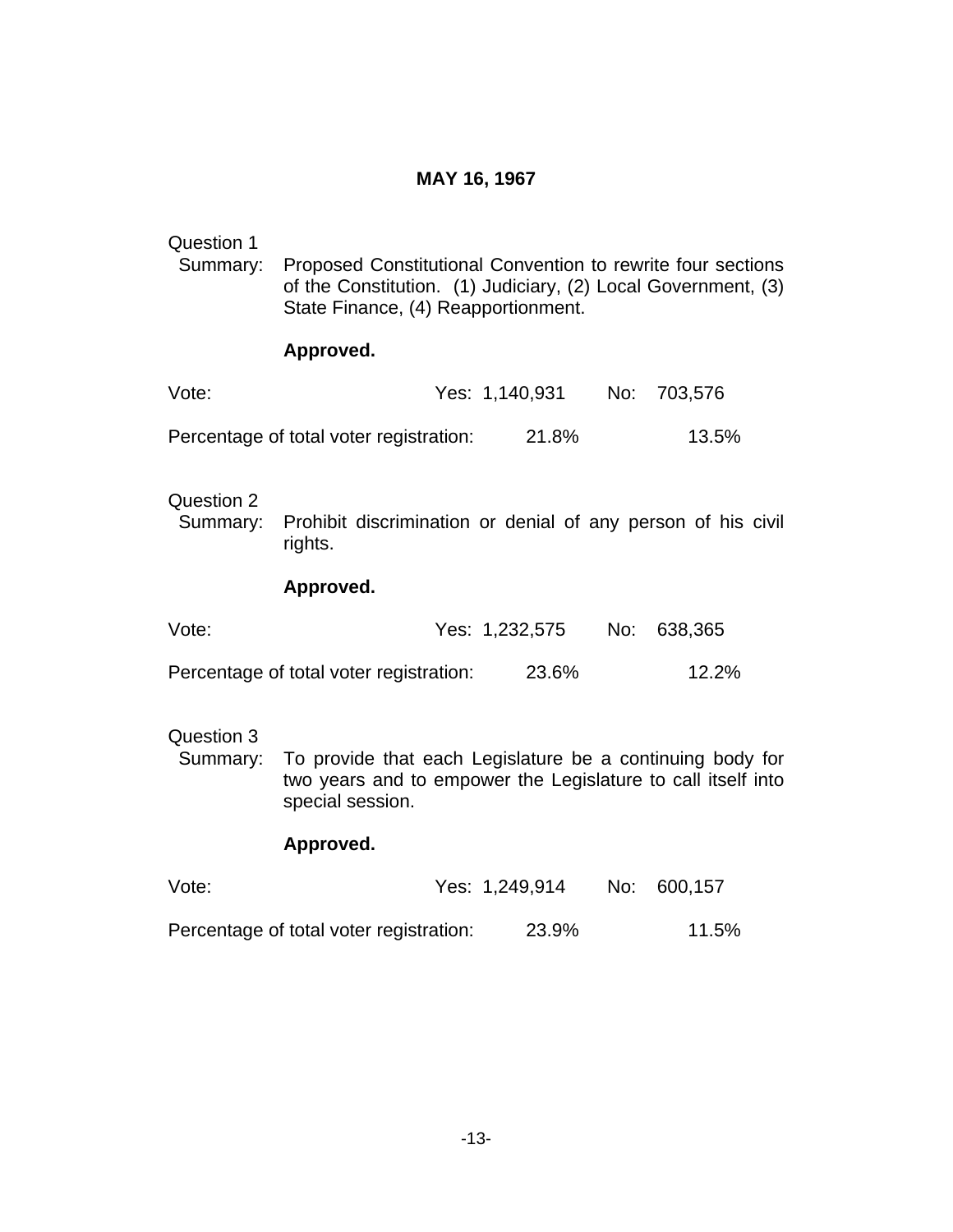## MAY 16, 1967

Question 1

Summary: Proposed Constitutional Convention to rewrite four sections of the Constitution. (1) Judiciary, (2) Local Government, (3) State Finance, (4) Reapportionment.

**Approved.**

Vote: Yes: 1,140,931 No: 703,576

Percentage of total voter registration: 21.8% 13.5%

Question 2

Summary: Prohibit discrimination or denial of any person of his civil rights.

**Approved.**

Vote: Yes: 1,232,575 No: 638,365

Percentage of total voter registration: 23.6% 12.2%

Question 3

Summary: To provide that each Legislature be a continuing body for two years and to empower the Legislature to call itself into special session.

**Approved.**

Vote: Yes: 1,249,914 No: 600,157

Percentage of total voter registration: 23.9% 11.5%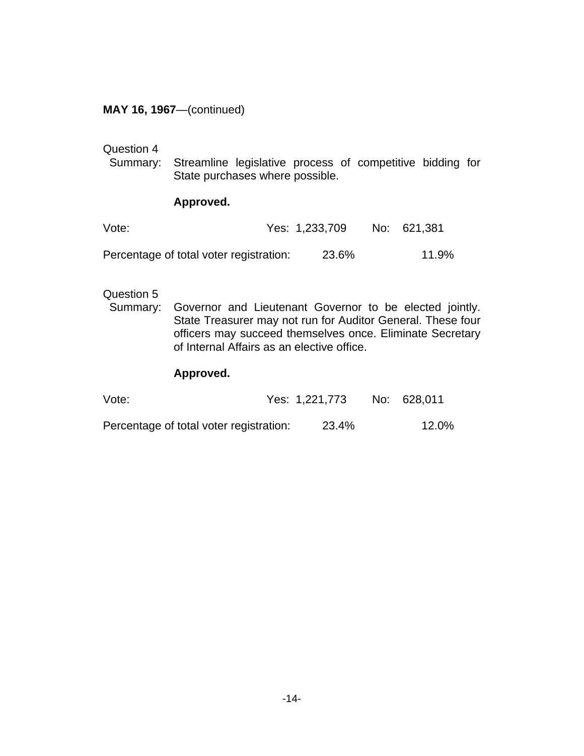**MAY 16, 1967**—(continued)

Question 4

Summary: Streamline legislative process of competitive bidding for State purchases where possible.

**Approved.**

| | Yes | No |
|---|---|---|
| Vote: | 1,233,709 | 621,381 |
| Percentage of total voter registration: | 23.6% | 11.9% |

Question 5

Summary: Governor and Lieutenant Governor to be elected jointly. State Treasurer may not run for Auditor General. These four officers may succeed themselves once. Eliminate Secretary of Internal Affairs as an elective office.

**Approved.**

| | Yes | No |
|---|---|---|
| Vote: | 1,221,773 | 628,011 |
| Percentage of total voter registration: | 23.4% | 12.0% |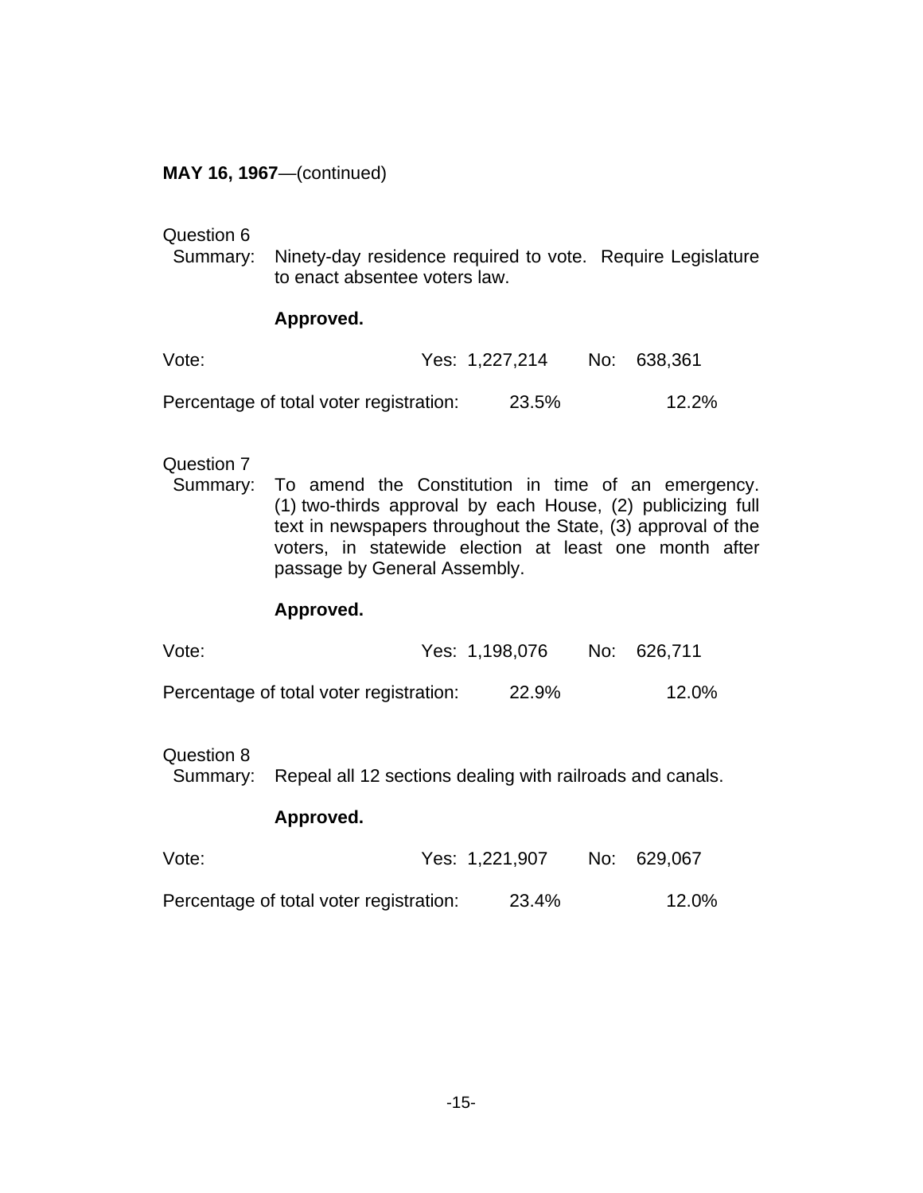**MAY 16, 1967**—(continued)

Question 6

Summary: Ninety-day residence required to vote. Require Legislature to enact absentee voters law.

**Approved.**

| | Yes | No |
|---|---|---|
| Vote: | 1,227,214 | 638,361 |
| Percentage of total voter registration: | 23.5% | 12.2% |

Question 7

Summary: To amend the Constitution in time of an emergency. (1) two-thirds approval by each House, (2) publicizing full text in newspapers throughout the State, (3) approval of the voters, in statewide election at least one month after passage by General Assembly.

**Approved.**

| | Yes | No |
|---|---|---|
| Vote: | 1,198,076 | 626,711 |
| Percentage of total voter registration: | 22.9% | 12.0% |

Question 8

Summary: Repeal all 12 sections dealing with railroads and canals.

**Approved.**

| | Yes | No |
|---|---|---|
| Vote: | 1,221,907 | 629,067 |
| Percentage of total voter registration: | 23.4% | 12.0% |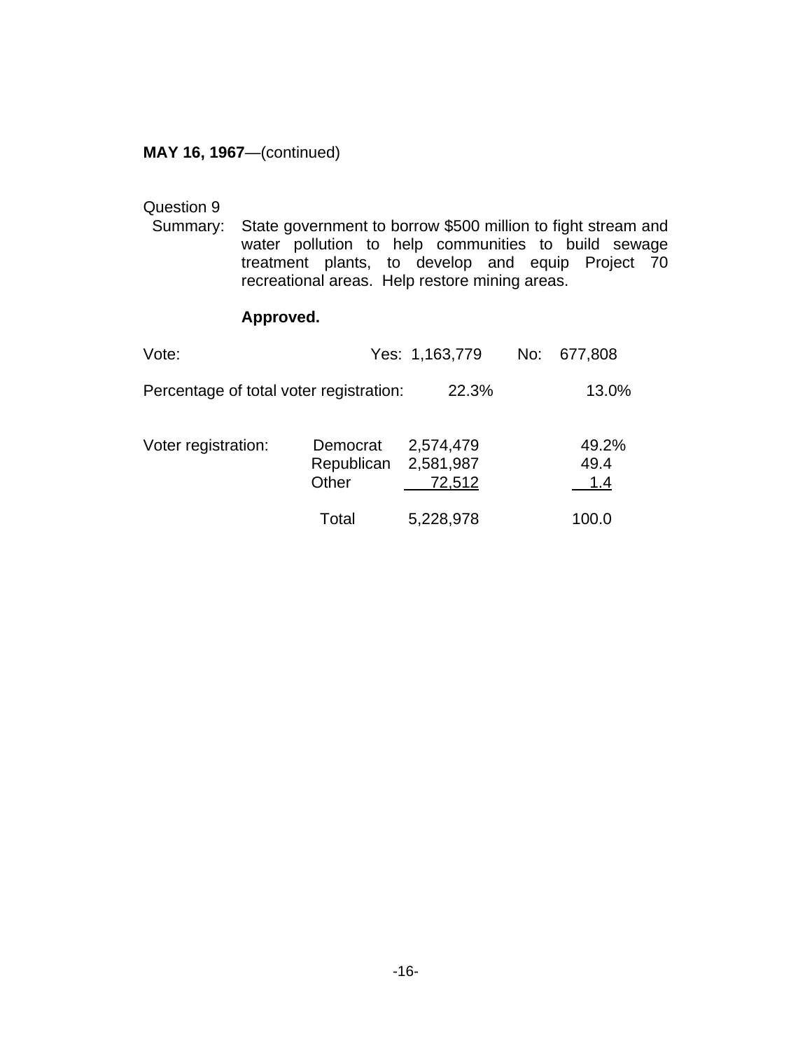**MAY 16, 1967**—(continued)

Question 9
Summary: State government to borrow $500 million to fight stream and water pollution to help communities to build sewage treatment plants, to develop and equip Project 70 recreational areas. Help restore mining areas.

**Approved.**

| | Yes | No |
|---|---|---|
| Vote: | 1,163,779 | 677,808 |
| Percentage of total voter registration: | 22.3% | 13.0% |

| Voter registration: | | | |
|---|---|---|---|
| | Democrat | 2,574,479 | 49.2% |
| | Republican | 2,581,987 | 49.4 |
| | Other | 72,512 | 1.4 |
| | Total | 5,228,978 | 100.0 |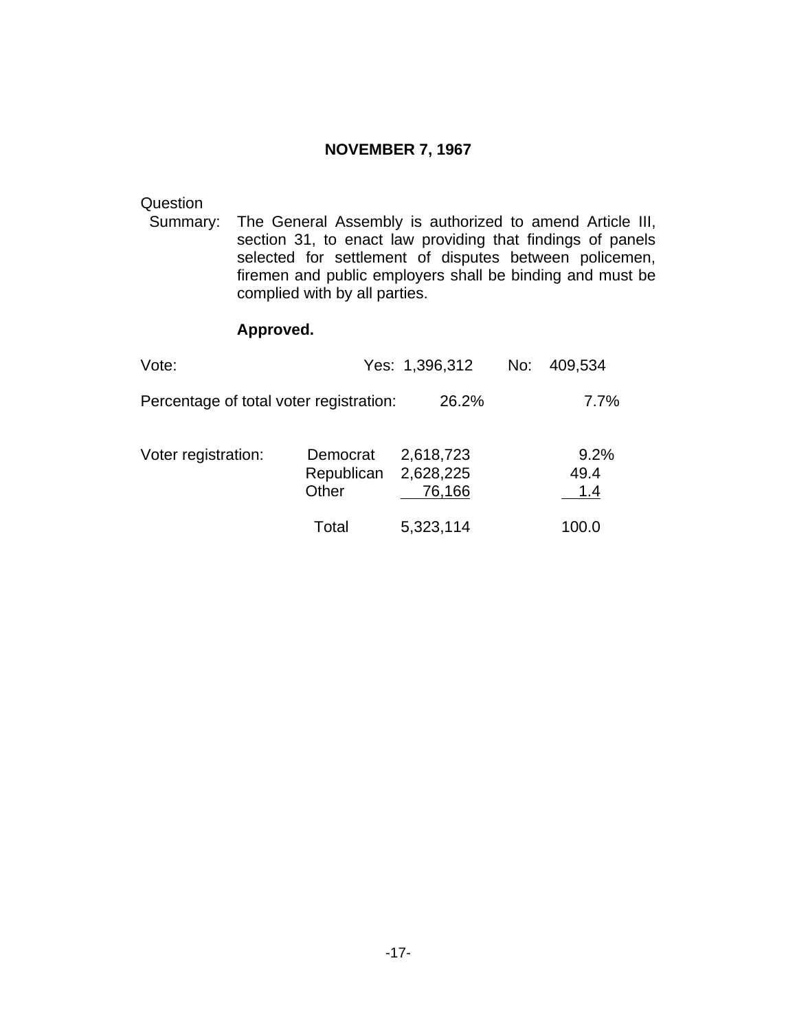## NOVEMBER 7, 1967

Question Summary: The General Assembly is authorized to amend Article III, section 31, to enact law providing that findings of panels selected for settlement of disputes between policemen, firemen and public employers shall be binding and must be complied with by all parties.

**Approved.**

| Vote: | Yes: 1,396,312 | No: 409,534 |
|---|---|---|
| Percentage of total voter registration: | 26.2% | 7.7% |

| Voter registration: | | | |
|---|---|---|---|
| | Democrat | 2,618,723 | 9.2% |
| | Republican | 2,628,225 | 49.4 |
| | Other | 76,166 | 1.4 |
| | Total | 5,323,114 | 100.0 |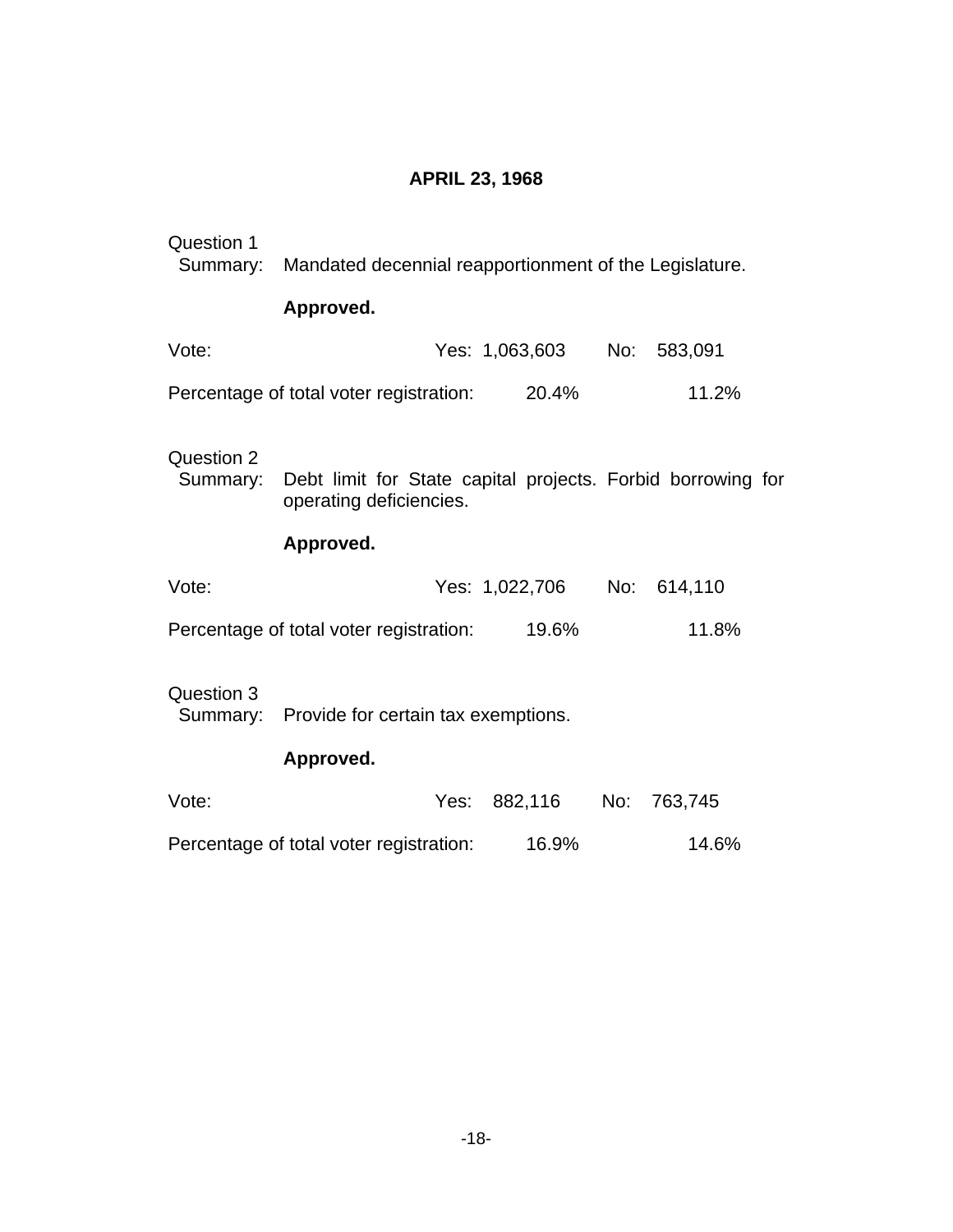## APRIL 23, 1968

Question 1
Summary: Mandated decennial reapportionment of the Legislature.

**Approved.**

Vote: Yes: 1,063,603 No: 583,091

Percentage of total voter registration: 20.4% 11.2%

Question 2
Summary: Debt limit for State capital projects. Forbid borrowing for operating deficiencies.

**Approved.**

Vote: Yes: 1,022,706 No: 614,110

Percentage of total voter registration: 19.6% 11.8%

Question 3
Summary: Provide for certain tax exemptions.

**Approved.**

Vote: Yes: 882,116 No: 763,745

Percentage of total voter registration: 16.9% 14.6%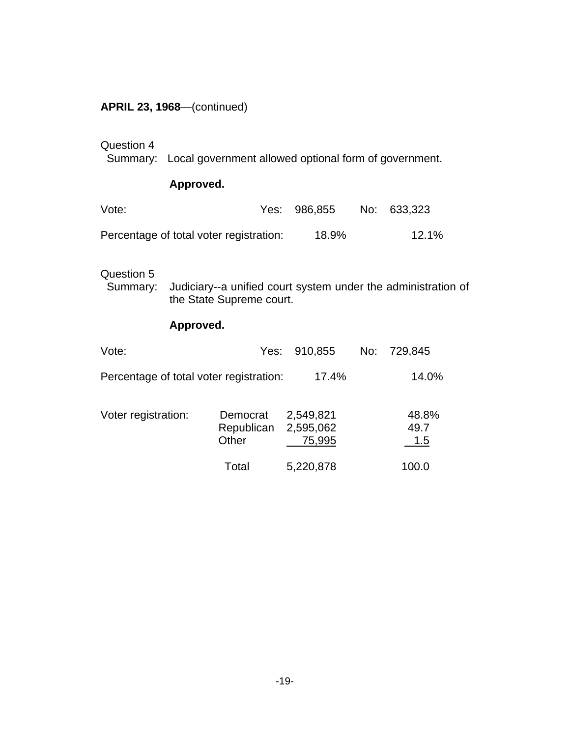**APRIL 23, 1968**—(continued)

Question 4
Summary: Local government allowed optional form of government.

**Approved.**

| | Yes | No |
|---|---|---|
| Vote: | 986,855 | 633,323 |
| Percentage of total voter registration: | 18.9% | 12.1% |

Question 5
Summary: Judiciary--a unified court system under the administration of the State Supreme court.

**Approved.**

| | Yes | No |
|---|---|---|
| Vote: | 910,855 | 729,845 |
| Percentage of total voter registration: | 17.4% | 14.0% |

| Voter registration: | | | |
|---|---|---|---|
| | Democrat | 2,549,821 | 48.8% |
| | Republican | 2,595,062 | 49.7 |
| | Other | 75,995 | 1.5 |
| | Total | 5,220,878 | 100.0 |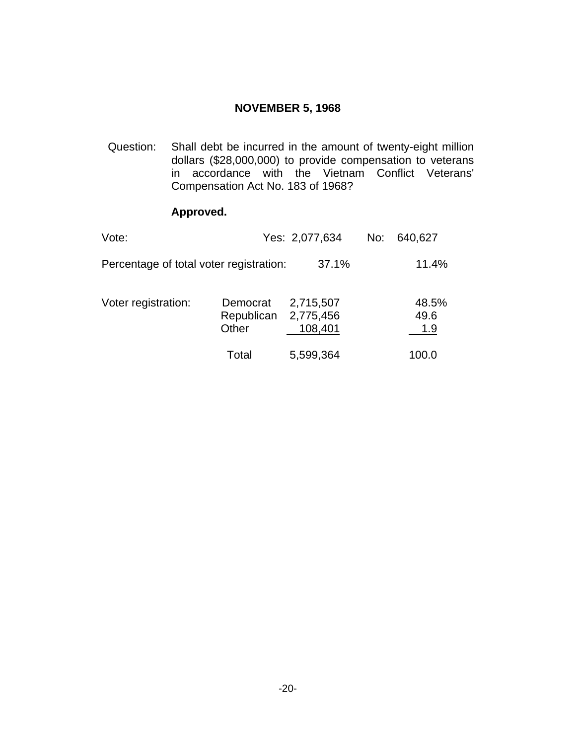## NOVEMBER 5, 1968

Question: Shall debt be incurred in the amount of twenty-eight million dollars ($28,000,000) to provide compensation to veterans in accordance with the Vietnam Conflict Veterans' Compensation Act No. 183 of 1968?

**Approved.**

Vote: Yes: 2,077,634 No: 640,627

Percentage of total voter registration: 37.1% 11.4%

| Voter registration: | | | |
|---|---|---|---|
| | Democrat | 2,715,507 | 48.5% |
| | Republican | 2,775,456 | 49.6 |
| | Other | 108,401 | 1.9 |
| | Total | 5,599,364 | 100.0 |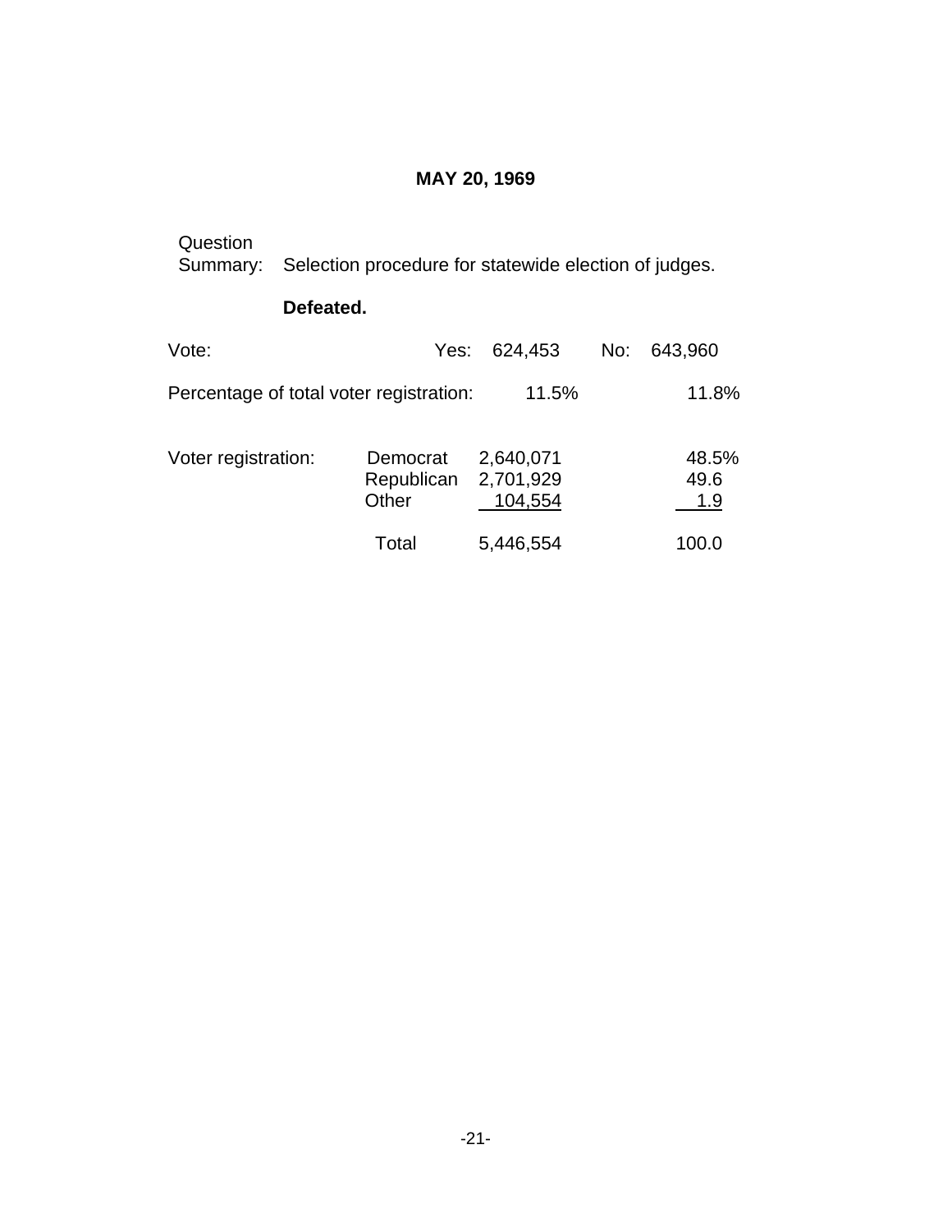## MAY 20, 1969

Question Summary: Selection procedure for statewide election of judges.

**Defeated.**

| | | | |
|---|---|---|---|
| Vote: | Yes: 624,453 | No: 643,960 | |
| Percentage of total voter registration: | 11.5% | 11.8% | |

| Voter registration: | | | |
|---|---|---|---|
| | Democrat | 2,640,071 | 48.5% |
| | Republican | 2,701,929 | 49.6 |
| | Other | 104,554 | 1.9 |
| | Total | 5,446,554 | 100.0 |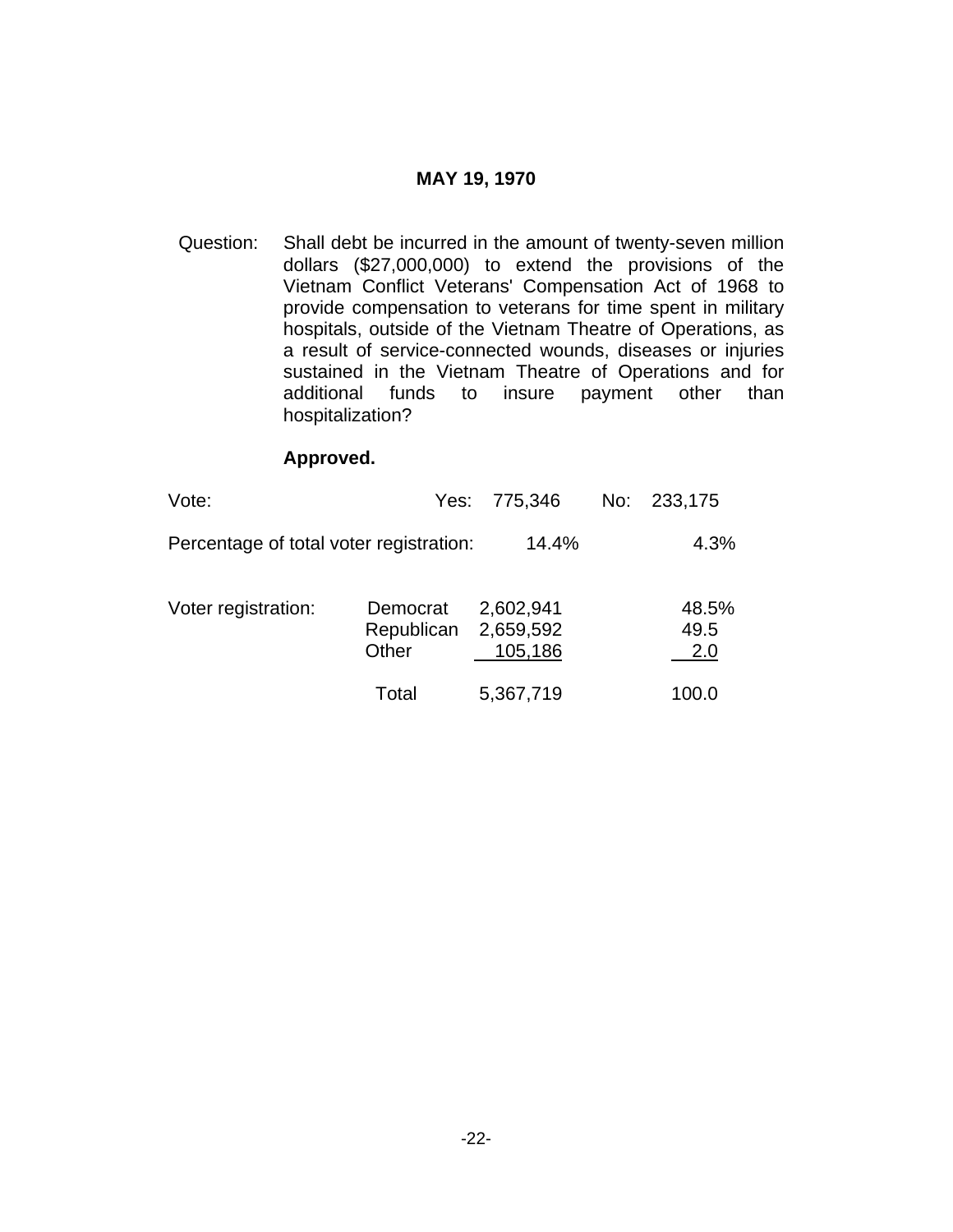**MAY 19, 1970**

Question: Shall debt be incurred in the amount of twenty-seven million dollars ($27,000,000) to extend the provisions of the Vietnam Conflict Veterans' Compensation Act of 1968 to provide compensation to veterans for time spent in military hospitals, outside of the Vietnam Theatre of Operations, as a result of service-connected wounds, diseases or injuries sustained in the Vietnam Theatre of Operations and for additional funds to insure payment other than hospitalization?

**Approved.**

| | | | |
|---|---|---|---|
| Vote: | Yes: 775,346 | No: 233,175 | |
| Percentage of total voter registration: | 14.4% | 4.3% | |

| Voter registration: | | | |
|---|---|---|---|
| | Democrat | 2,602,941 | 48.5% |
| | Republican | 2,659,592 | 49.5 |
| | Other | 105,186 | 2.0 |
| | Total | 5,367,719 | 100.0 |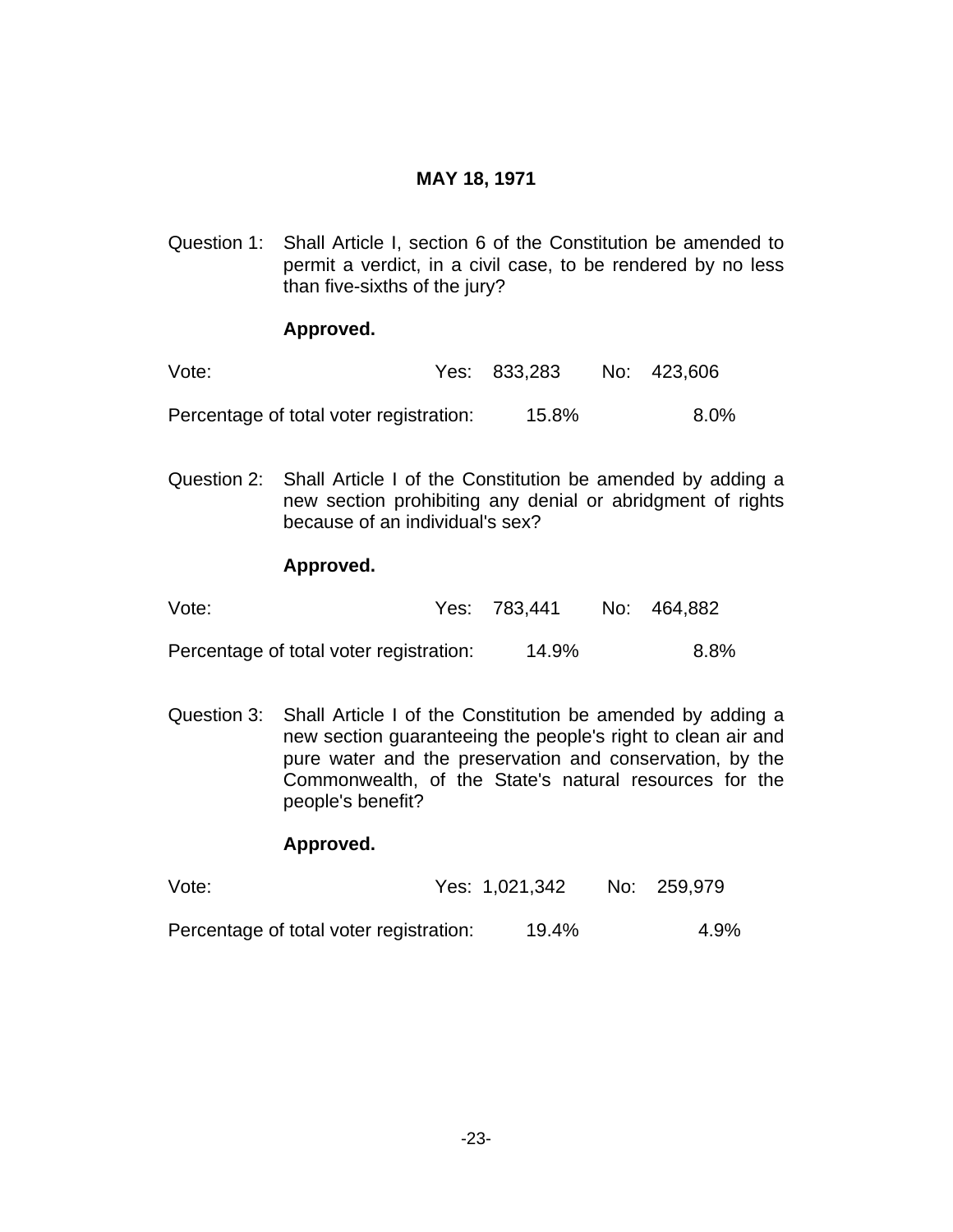**MAY 18, 1971**

Question 1: Shall Article I, section 6 of the Constitution be amended to permit a verdict, in a civil case, to be rendered by no less than five-sixths of the jury?

**Approved.**

| | Yes | No |
|---|---|---|
| Vote: | 833,283 | 423,606 |
| Percentage of total voter registration: | 15.8% | 8.0% |

Question 2: Shall Article I of the Constitution be amended by adding a new section prohibiting any denial or abridgment of rights because of an individual's sex?

**Approved.**

| | Yes | No |
|---|---|---|
| Vote: | 783,441 | 464,882 |
| Percentage of total voter registration: | 14.9% | 8.8% |

Question 3: Shall Article I of the Constitution be amended by adding a new section guaranteeing the people's right to clean air and pure water and the preservation and conservation, by the Commonwealth, of the State's natural resources for the people's benefit?

**Approved.**

| | Yes | No |
|---|---|---|
| Vote: | 1,021,342 | 259,979 |
| Percentage of total voter registration: | 19.4% | 4.9% |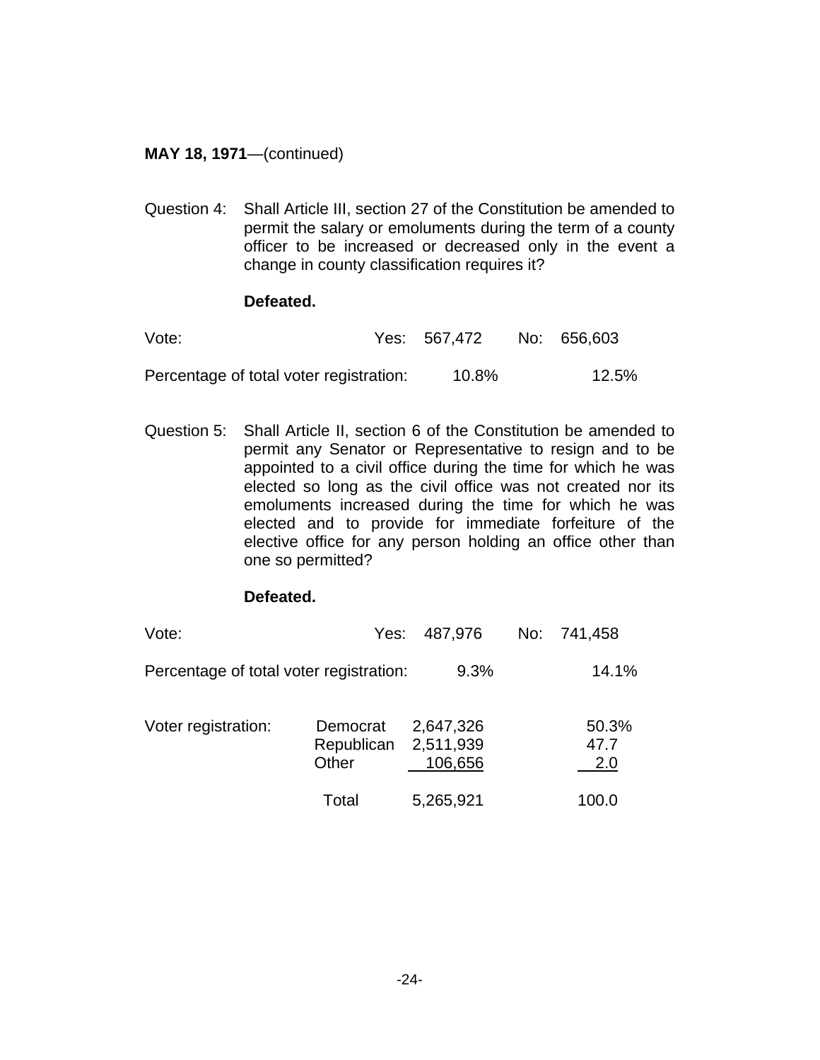**MAY 18, 1971**—(continued)

Question 4: Shall Article III, section 27 of the Constitution be amended to permit the salary or emoluments during the term of a county officer to be increased or decreased only in the event a change in county classification requires it?

**Defeated.**

| | Yes | No |
|---|---|---|
| Vote: | 567,472 | 656,603 |
| Percentage of total voter registration: | 10.8% | 12.5% |

Question 5: Shall Article II, section 6 of the Constitution be amended to permit any Senator or Representative to resign and to be appointed to a civil office during the time for which he was elected so long as the civil office was not created nor its emoluments increased during the time for which he was elected and to provide for immediate forfeiture of the elective office for any person holding an office other than one so permitted?

**Defeated.**

| | Yes | No |
|---|---|---|
| Vote: | 487,976 | 741,458 |
| Percentage of total voter registration: | 9.3% | 14.1% |

| Voter registration: | | | |
|---|---|---|---|
| | Democrat | 2,647,326 | 50.3% |
| | Republican | 2,511,939 | 47.7 |
| | Other | 106,656 | 2.0 |
| | Total | 5,265,921 | 100.0 |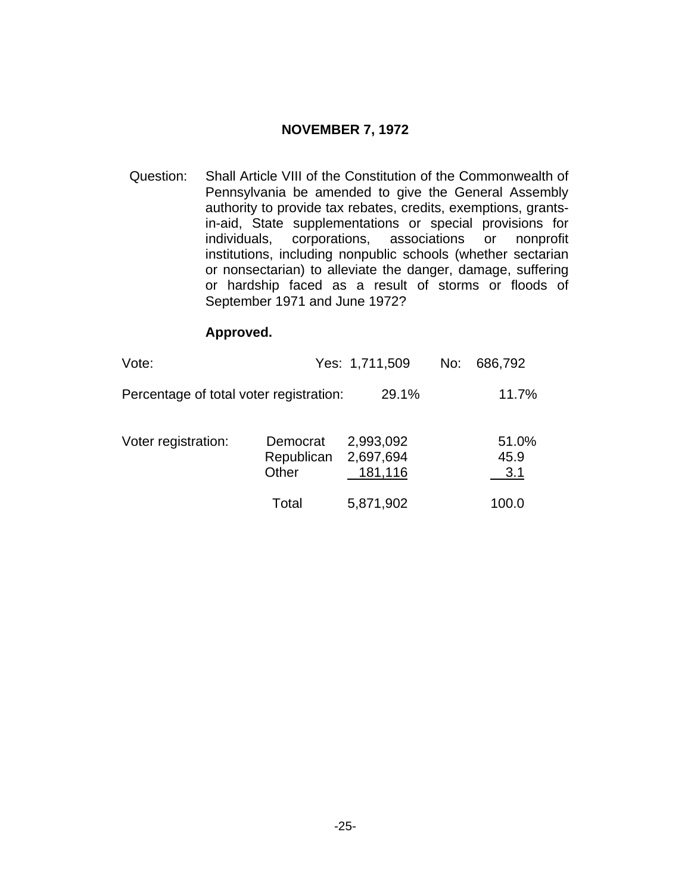## NOVEMBER 7, 1972

Question: Shall Article VIII of the Constitution of the Commonwealth of Pennsylvania be amended to give the General Assembly authority to provide tax rebates, credits, exemptions, grants-in-aid, State supplementations or special provisions for individuals, corporations, associations or nonprofit institutions, including nonpublic schools (whether sectarian or nonsectarian) to alleviate the danger, damage, suffering or hardship faced as a result of storms or floods of September 1971 and June 1972?

**Approved.**

| | | | |
|---|---|---|---|
| Vote: | Yes: 1,711,509 | No: | 686,792 |
| Percentage of total voter registration: | 29.1% | | 11.7% |

| Voter registration: | | | |
|---|---|---|---|
| | Democrat | 2,993,092 | 51.0% |
| | Republican | 2,697,694 | 45.9 |
| | Other | 181,116 | 3.1 |
| | Total | 5,871,902 | 100.0 |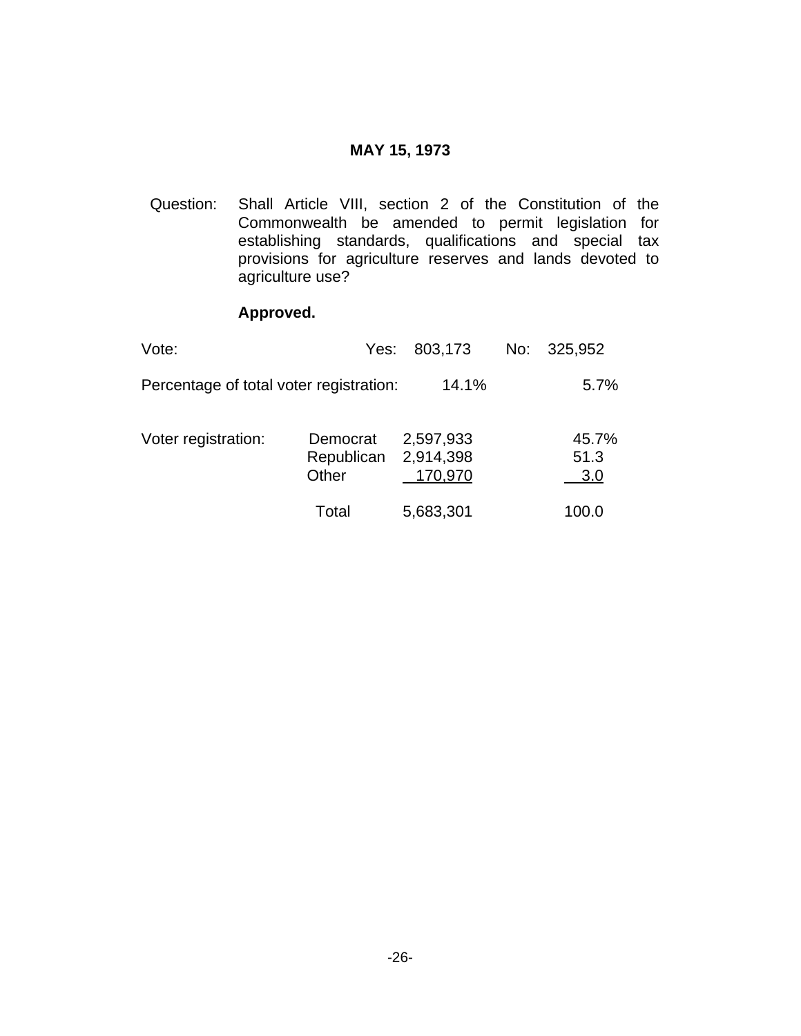## MAY 15, 1973

Question: Shall Article VIII, section 2 of the Constitution of the Commonwealth be amended to permit legislation for establishing standards, qualifications and special tax provisions for agriculture reserves and lands devoted to agriculture use?

**Approved.**

| | | Yes: | No: |
|---|---|---|---|
| Vote: | | 803,173 | 325,952 |
| Percentage of total voter registration: | | 14.1% | 5.7% |

| Voter registration: | | | |
|---|---|---|---|
| | Democrat | 2,597,933 | 45.7% |
| | Republican | 2,914,398 | 51.3 |
| | Other | 170,970 | 3.0 |
| | Total | 5,683,301 | 100.0 |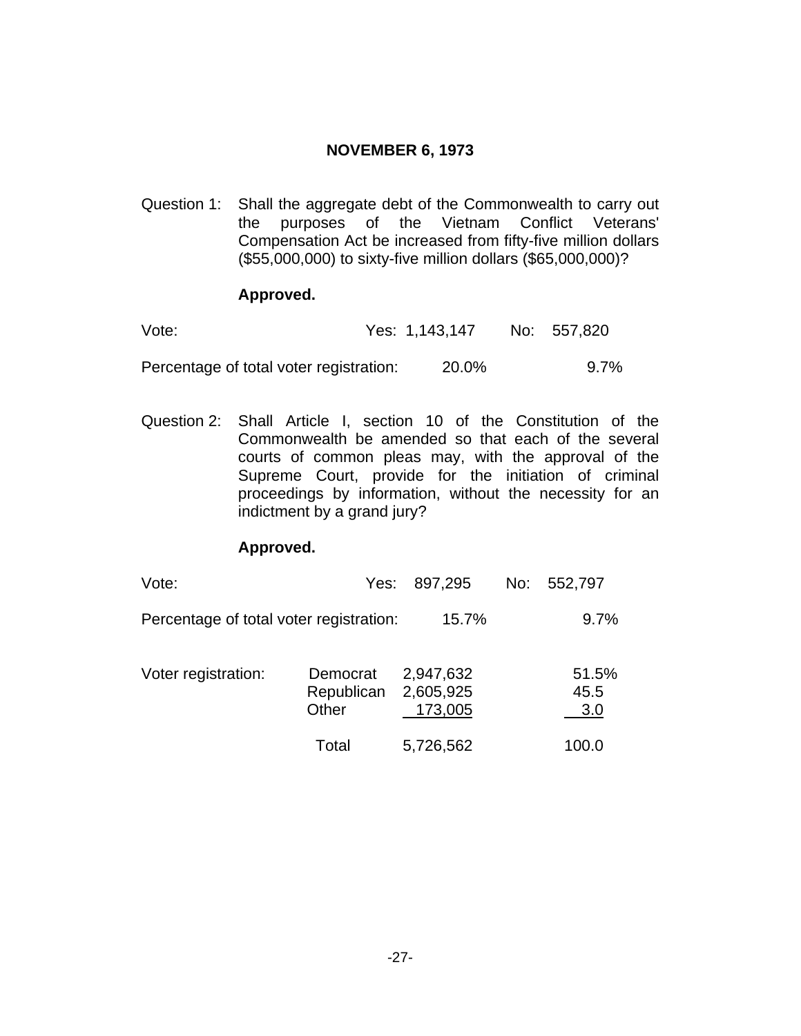## NOVEMBER 6, 1973

Question 1: Shall the aggregate debt of the Commonwealth to carry out the purposes of the Vietnam Conflict Veterans' Compensation Act be increased from fifty-five million dollars ($55,000,000) to sixty-five million dollars ($65,000,000)?

**Approved.**

| | Yes | No |
|---|---|---|
| Vote: | 1,143,147 | 557,820 |
| Percentage of total voter registration: | 20.0% | 9.7% |

Question 2: Shall Article I, section 10 of the Constitution of the Commonwealth be amended so that each of the several courts of common pleas may, with the approval of the Supreme Court, provide for the initiation of criminal proceedings by information, without the necessity for an indictment by a grand jury?

**Approved.**

| | Yes | No |
|---|---|---|
| Vote: | 897,295 | 552,797 |
| Percentage of total voter registration: | 15.7% | 9.7% |

| Voter registration: | | | |
|---|---|---|---|
| | Democrat | 2,947,632 | 51.5% |
| | Republican | 2,605,925 | 45.5 |
| | Other | 173,005 | 3.0 |
| | Total | 5,726,562 | 100.0 |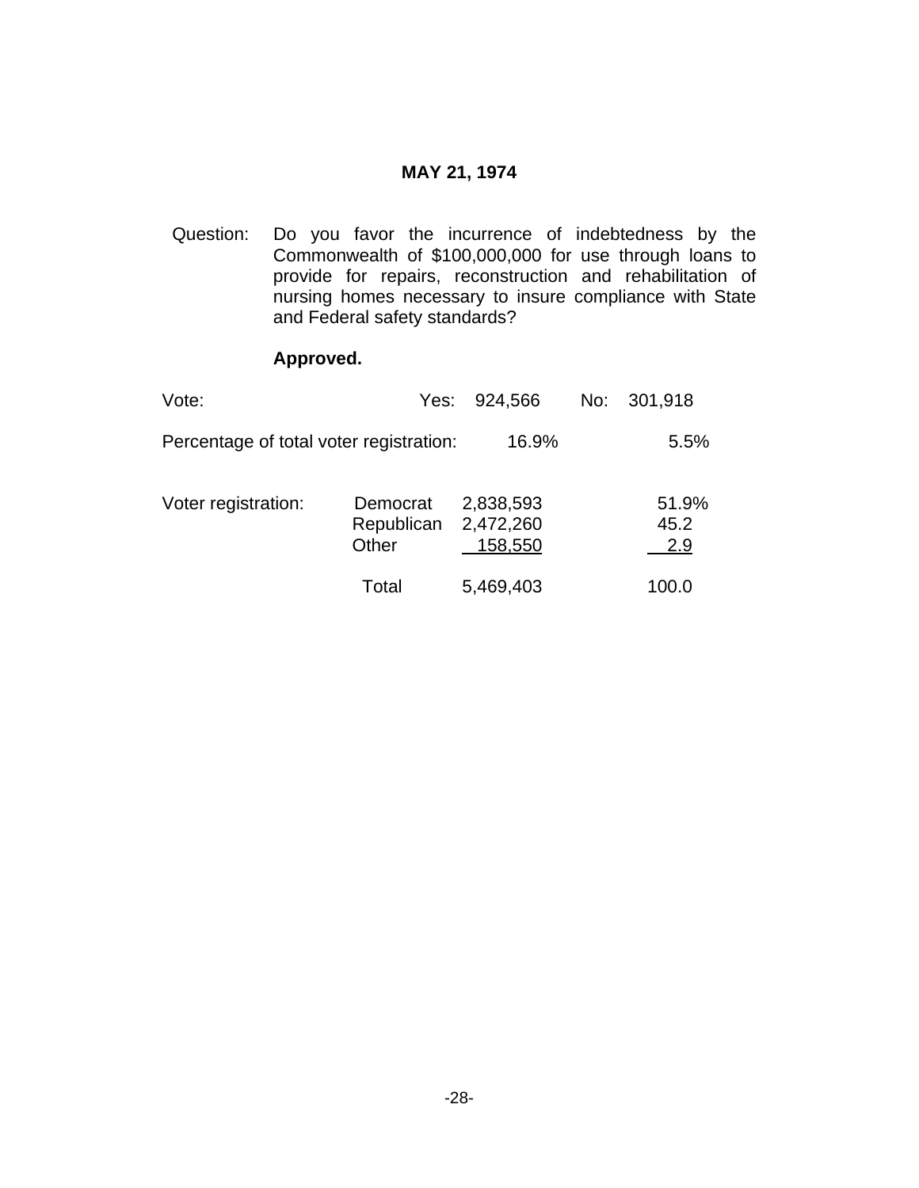## MAY 21, 1974

Question: Do you favor the incurrence of indebtedness by the Commonwealth of $100,000,000 for use through loans to provide for repairs, reconstruction and rehabilitation of nursing homes necessary to insure compliance with State and Federal safety standards?

**Approved.**

| Vote: | Yes: | 924,566 | No: | 301,918 |
|---|---|---|---|---|
| Percentage of total voter registration: | | 16.9% | | 5.5% |

| Voter registration: | | | |
|---|---|---|---|
| | Democrat | 2,838,593 | 51.9% |
| | Republican | 2,472,260 | 45.2 |
| | Other | 158,550 | 2.9 |
| | Total | 5,469,403 | 100.0 |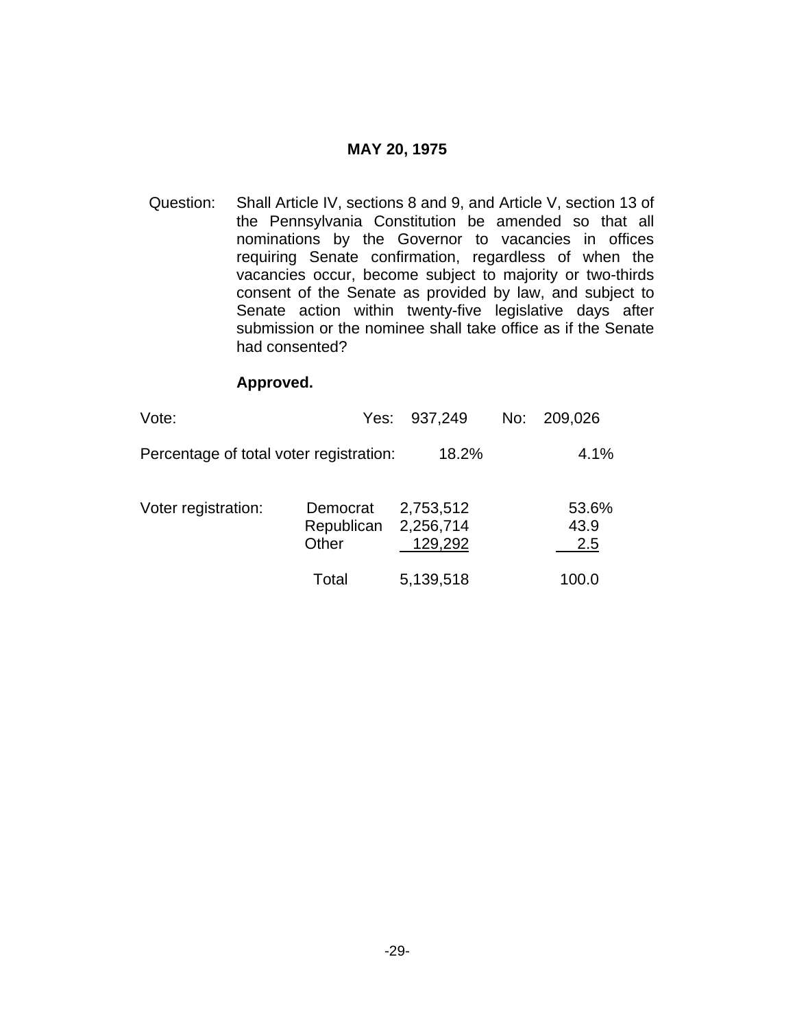## MAY 20, 1975

Question: Shall Article IV, sections 8 and 9, and Article V, section 13 of the Pennsylvania Constitution be amended so that all nominations by the Governor to vacancies in offices requiring Senate confirmation, regardless of when the vacancies occur, become subject to majority or two-thirds consent of the Senate as provided by law, and subject to Senate action within twenty-five legislative days after submission or the nominee shall take office as if the Senate had consented?

**Approved.**

| | | | |
|---|---|---|---|
| Vote: | Yes: 937,249 | No: 209,026 | |
| Percentage of total voter registration: | 18.2% | 4.1% | |

| Voter registration: | | | |
|---|---|---|---|
| | Democrat | 2,753,512 | 53.6% |
| | Republican | 2,256,714 | 43.9 |
| | Other | 129,292 | 2.5 |
| | Total | 5,139,518 | 100.0 |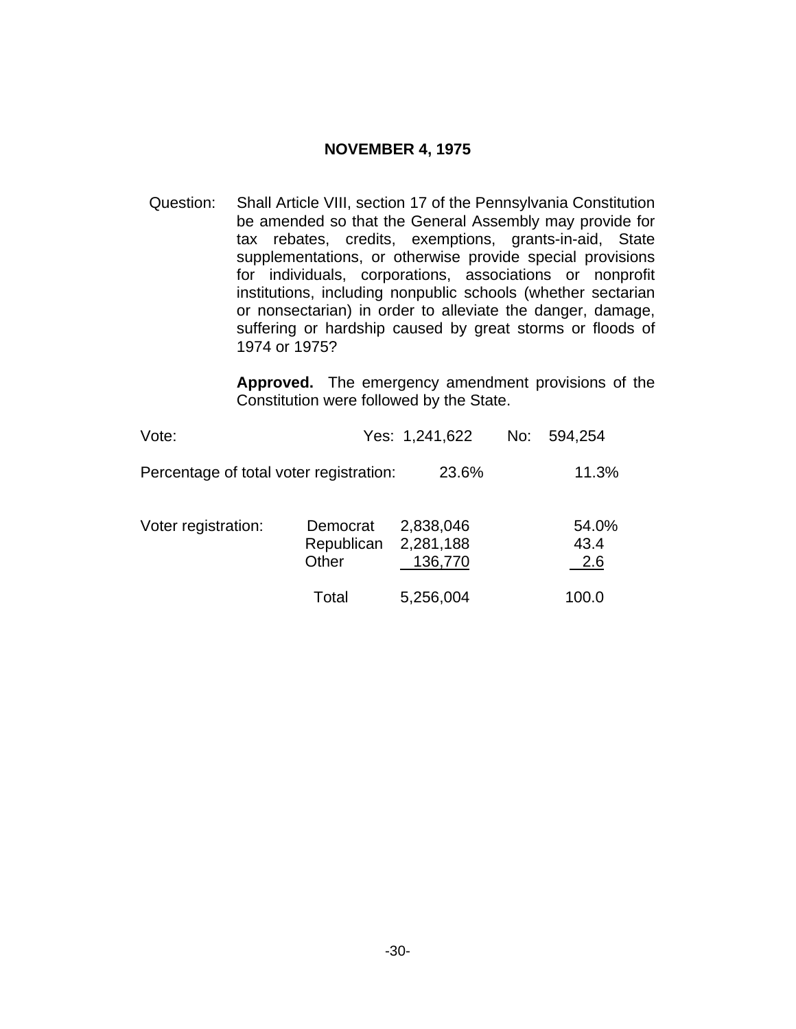## NOVEMBER 4, 1975

Question: Shall Article VIII, section 17 of the Pennsylvania Constitution be amended so that the General Assembly may provide for tax rebates, credits, exemptions, grants-in-aid, State supplementations, or otherwise provide special provisions for individuals, corporations, associations or nonprofit institutions, including nonpublic schools (whether sectarian or nonsectarian) in order to alleviate the danger, damage, suffering or hardship caused by great storms or floods of 1974 or 1975?

**Approved.** The emergency amendment provisions of the Constitution were followed by the State.

| | Yes | No |
|---|---|---|
| Vote: | 1,241,622 | 594,254 |
| Percentage of total voter registration: | 23.6% | 11.3% |

| Voter registration: | | | |
|---|---|---|---|
| | Democrat | 2,838,046 | 54.0% |
| | Republican | 2,281,188 | 43.4 |
| | Other | 136,770 | 2.6 |
| | Total | 5,256,004 | 100.0 |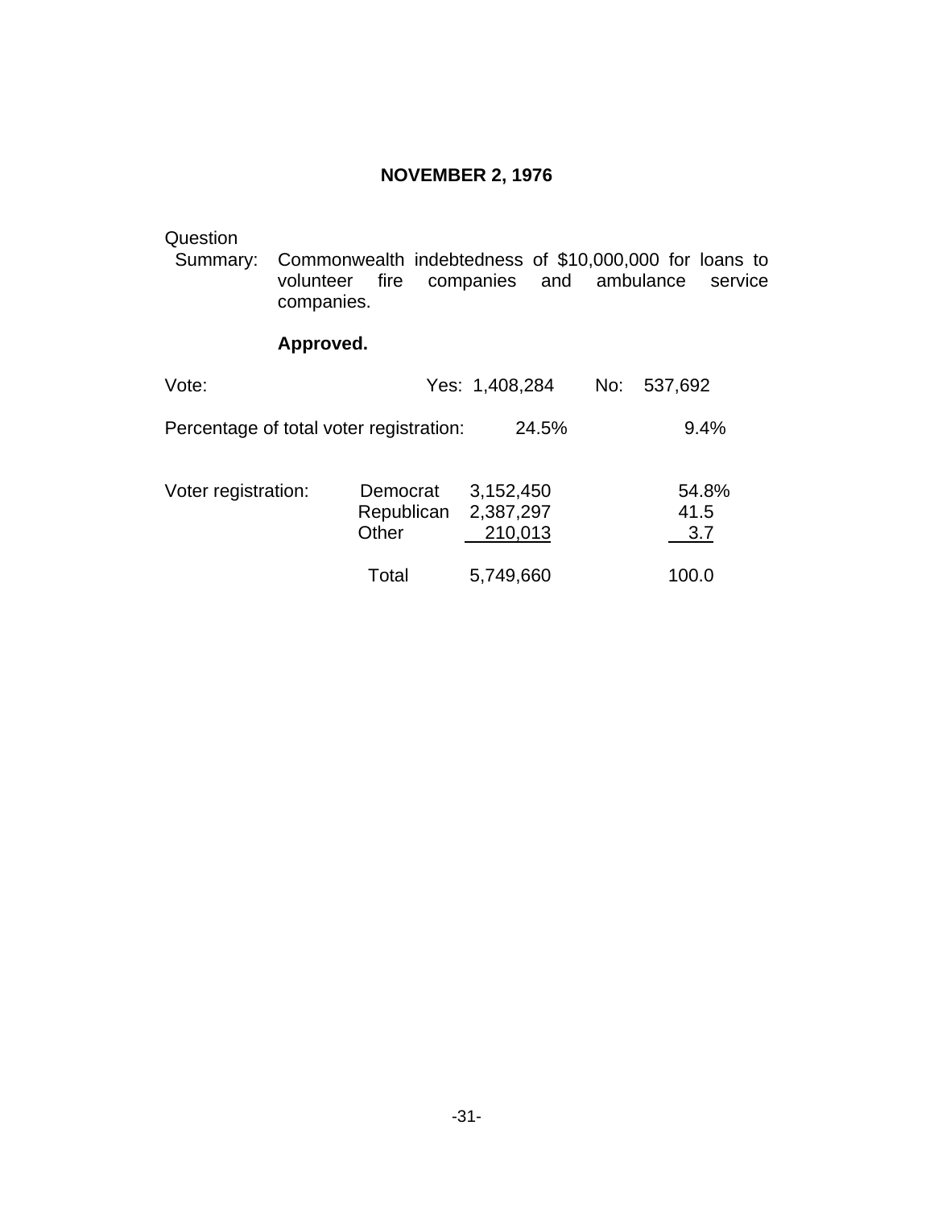## NOVEMBER 2, 1976

Question Summary: Commonwealth indebtedness of $10,000,000 for loans to volunteer fire companies and ambulance service companies.

**Approved.**

Vote: Yes: 1,408,284 No: 537,692

Percentage of total voter registration: 24.5% 9.4%

| Voter registration: | | | |
|---|---|---|---|
| | Democrat | 3,152,450 | 54.8% |
| | Republican | 2,387,297 | 41.5 |
| | Other | 210,013 | 3.7 |
| | Total | 5,749,660 | 100.0 |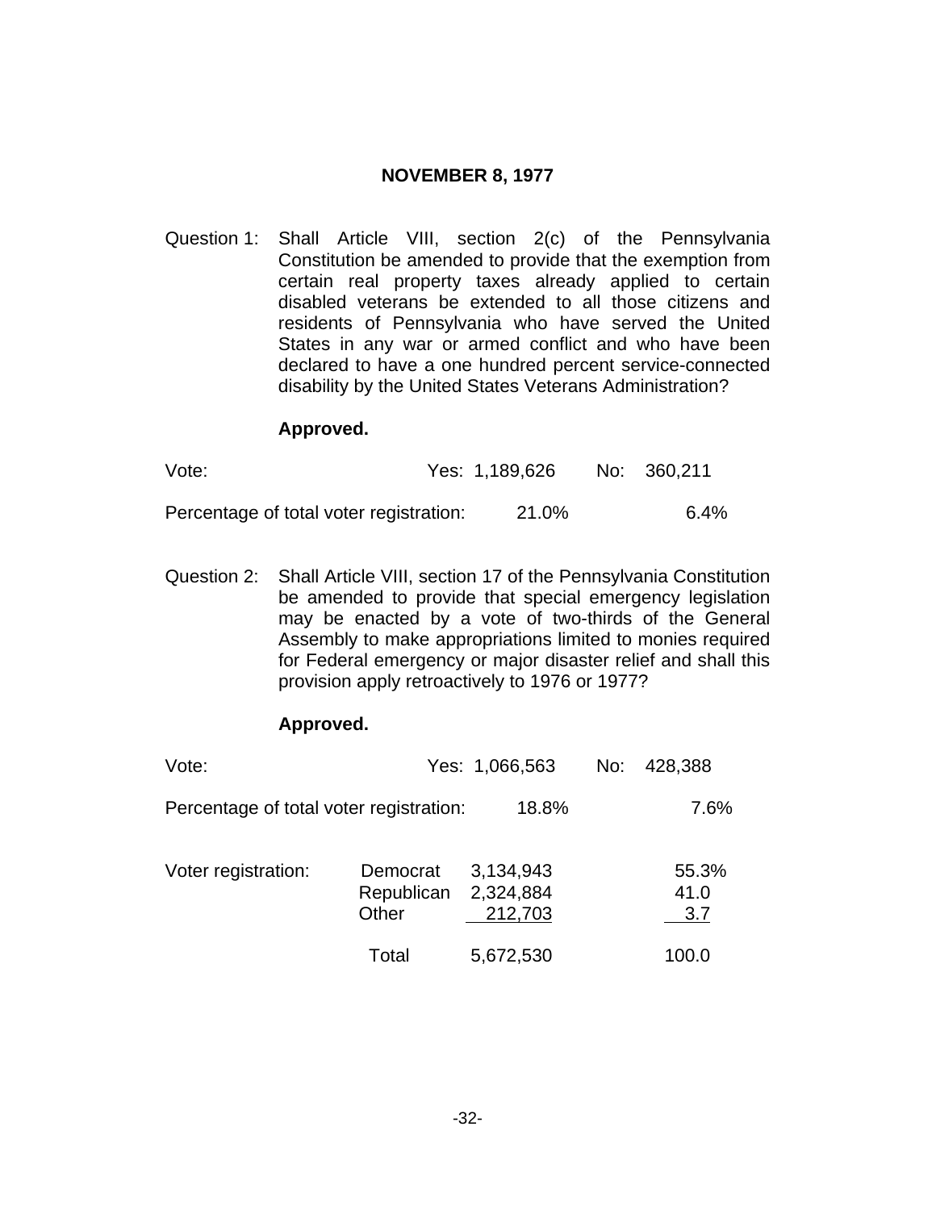## NOVEMBER 8, 1977

Question 1: Shall Article VIII, section 2(c) of the Pennsylvania Constitution be amended to provide that the exemption from certain real property taxes already applied to certain disabled veterans be extended to all those citizens and residents of Pennsylvania who have served the United States in any war or armed conflict and who have been declared to have a one hundred percent service-connected disability by the United States Veterans Administration?

**Approved.**

| | Yes | No |
|---|---|---|
| Vote: | 1,189,626 | 360,211 |
| Percentage of total voter registration: | 21.0% | 6.4% |

Question 2: Shall Article VIII, section 17 of the Pennsylvania Constitution be amended to provide that special emergency legislation may be enacted by a vote of two-thirds of the General Assembly to make appropriations limited to monies required for Federal emergency or major disaster relief and shall this provision apply retroactively to 1976 or 1977?

**Approved.**

| | Yes | No |
|---|---|---|
| Vote: | 1,066,563 | 428,388 |
| Percentage of total voter registration: | 18.8% | 7.6% |

| Voter registration: | | | |
|---|---|---|---|
| | Democrat | 3,134,943 | 55.3% |
| | Republican | 2,324,884 | 41.0 |
| | Other | 212,703 | 3.7 |
| | Total | 5,672,530 | 100.0 |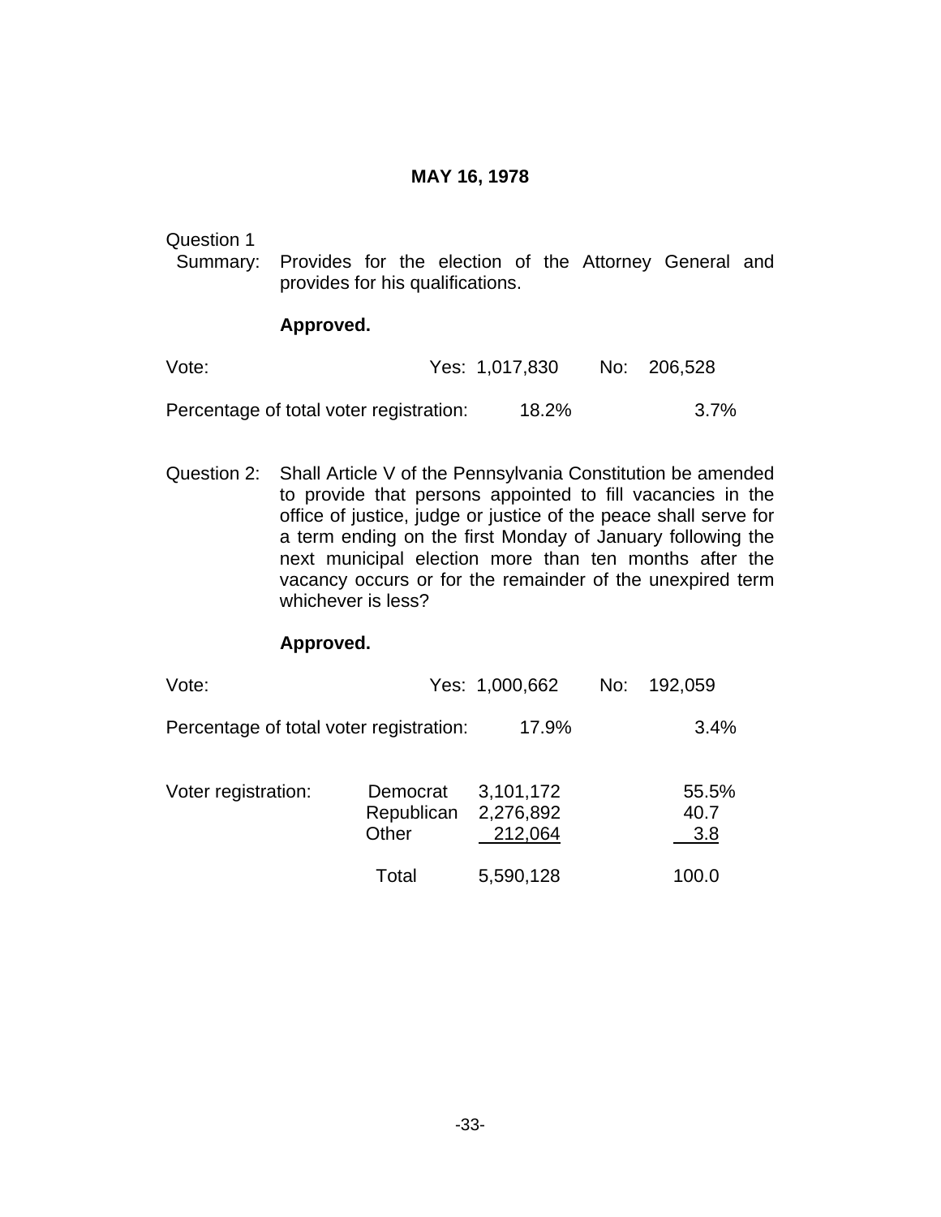## MAY 16, 1978

Question 1

Summary: Provides for the election of the Attorney General and provides for his qualifications.

**Approved.**

| | Yes | No |
|---|---|---|
| Vote: | 1,017,830 | 206,528 |
| Percentage of total voter registration: | 18.2% | 3.7% |

Question 2: Shall Article V of the Pennsylvania Constitution be amended to provide that persons appointed to fill vacancies in the office of justice, judge or justice of the peace shall serve for a term ending on the first Monday of January following the next municipal election more than ten months after the vacancy occurs or for the remainder of the unexpired term whichever is less?

**Approved.**

| | Yes | No |
|---|---|---|
| Vote: | 1,000,662 | 192,059 |
| Percentage of total voter registration: | 17.9% | 3.4% |

| Voter registration: | | | |
|---|---|---|---|
| | Democrat | 3,101,172 | 55.5% |
| | Republican | 2,276,892 | 40.7 |
| | Other | 212,064 | 3.8 |
| | Total | 5,590,128 | 100.0 |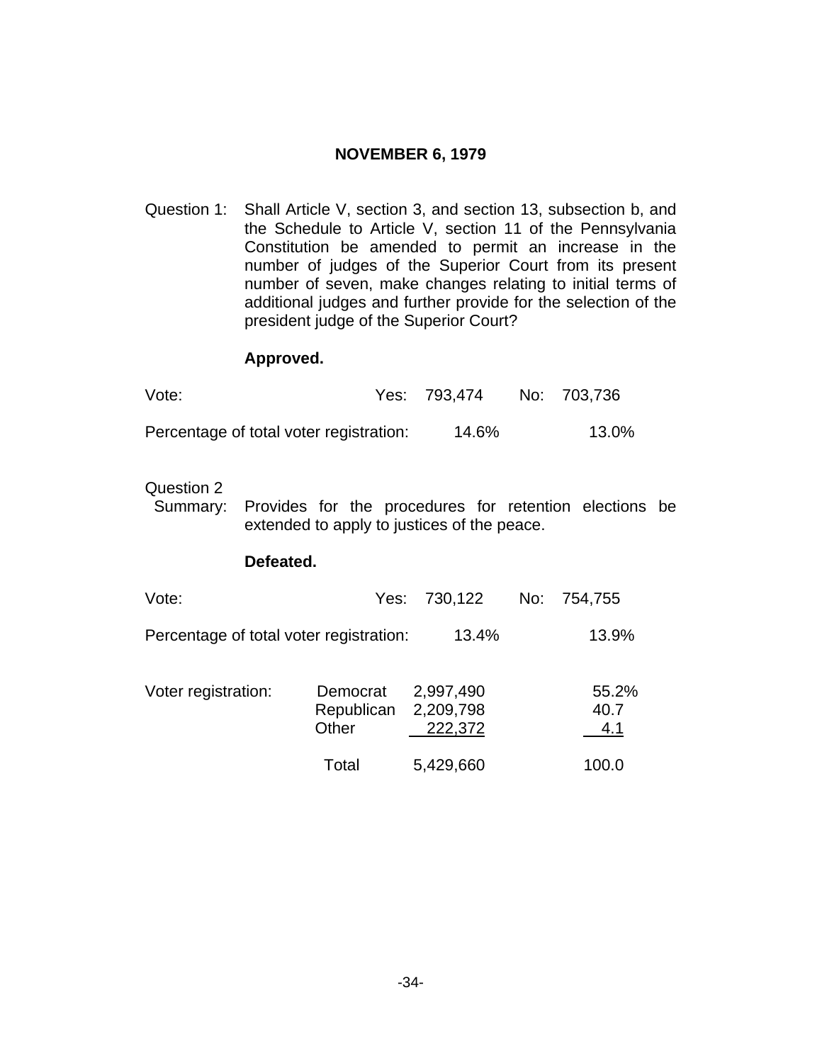## NOVEMBER 6, 1979

Question 1: Shall Article V, section 3, and section 13, subsection b, and the Schedule to Article V, section 11 of the Pennsylvania Constitution be amended to permit an increase in the number of judges of the Superior Court from its present number of seven, make changes relating to initial terms of additional judges and further provide for the selection of the president judge of the Superior Court?

**Approved.**

| | Yes | No |
|---|---|---|
| Vote: | 793,474 | 703,736 |
| Percentage of total voter registration: | 14.6% | 13.0% |

Question 2 Summary: Provides for the procedures for retention elections be extended to apply to justices of the peace.

**Defeated.**

| | Yes | No |
|---|---|---|
| Vote: | 730,122 | 754,755 |
| Percentage of total voter registration: | 13.4% | 13.9% |

| Voter registration: | | | |
|---|---|---|---|
| | Democrat | 2,997,490 | 55.2% |
| | Republican | 2,209,798 | 40.7 |
| | Other | 222,372 | 4.1 |
| | Total | 5,429,660 | 100.0 |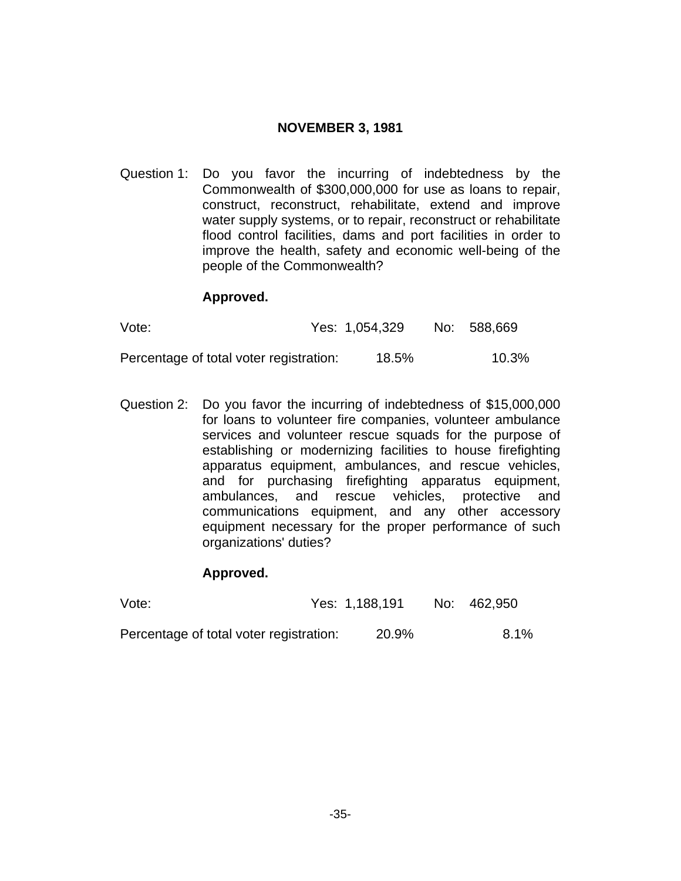## NOVEMBER 3, 1981

Question 1: Do you favor the incurring of indebtedness by the Commonwealth of $300,000,000 for use as loans to repair, construct, reconstruct, rehabilitate, extend and improve water supply systems, or to repair, reconstruct or rehabilitate flood control facilities, dams and port facilities in order to improve the health, safety and economic well-being of the people of the Commonwealth?

**Approved.**

| | Yes | No |
|---|---|---|
| Vote: | 1,054,329 | 588,669 |
| Percentage of total voter registration: | 18.5% | 10.3% |

Question 2: Do you favor the incurring of indebtedness of $15,000,000 for loans to volunteer fire companies, volunteer ambulance services and volunteer rescue squads for the purpose of establishing or modernizing facilities to house firefighting apparatus equipment, ambulances, and rescue vehicles, and for purchasing firefighting apparatus equipment, ambulances, and rescue vehicles, protective and communications equipment, and any other accessory equipment necessary for the proper performance of such organizations' duties?

**Approved.**

| | Yes | No |
|---|---|---|
| Vote: | 1,188,191 | 462,950 |
| Percentage of total voter registration: | 20.9% | 8.1% |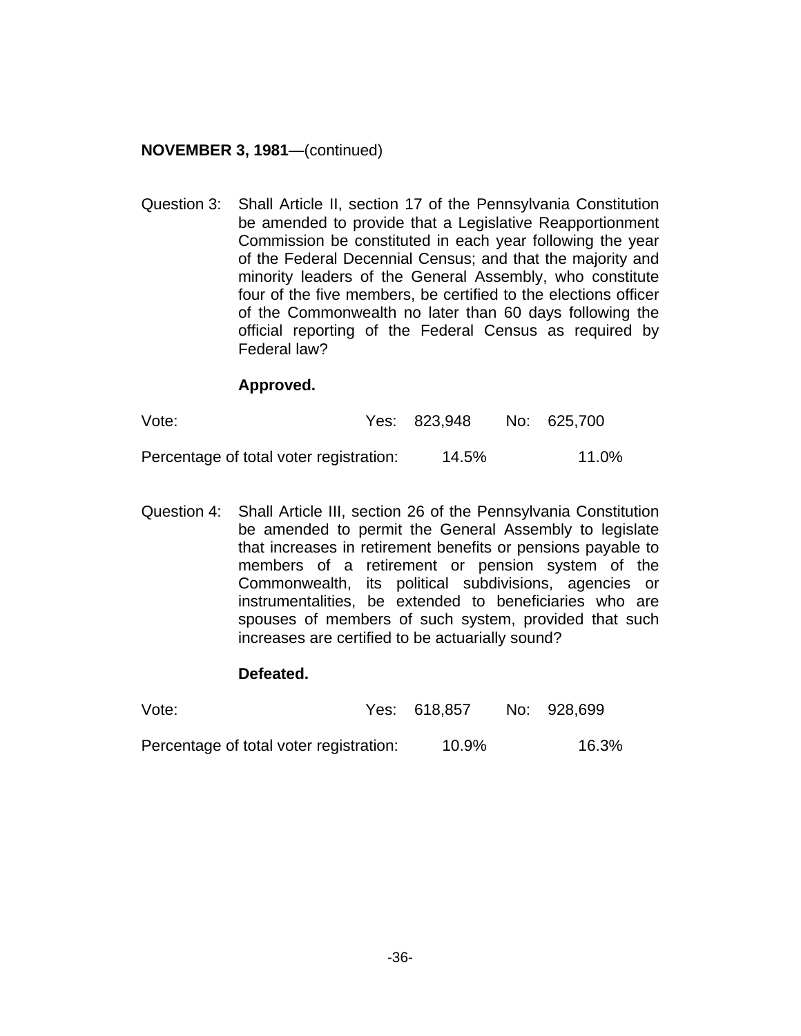**NOVEMBER 3, 1981**—(continued)

Question 3: Shall Article II, section 17 of the Pennsylvania Constitution be amended to provide that a Legislative Reapportionment Commission be constituted in each year following the year of the Federal Decennial Census; and that the majority and minority leaders of the General Assembly, who constitute four of the five members, be certified to the elections officer of the Commonwealth no later than 60 days following the official reporting of the Federal Census as required by Federal law?

**Approved.**

| | Yes | No |
|---|---|---|
| Vote: | 823,948 | 625,700 |
| Percentage of total voter registration: | 14.5% | 11.0% |

Question 4: Shall Article III, section 26 of the Pennsylvania Constitution be amended to permit the General Assembly to legislate that increases in retirement benefits or pensions payable to members of a retirement or pension system of the Commonwealth, its political subdivisions, agencies or instrumentalities, be extended to beneficiaries who are spouses of members of such system, provided that such increases are certified to be actuarially sound?

**Defeated.**

| | Yes | No |
|---|---|---|
| Vote: | 618,857 | 928,699 |
| Percentage of total voter registration: | 10.9% | 16.3% |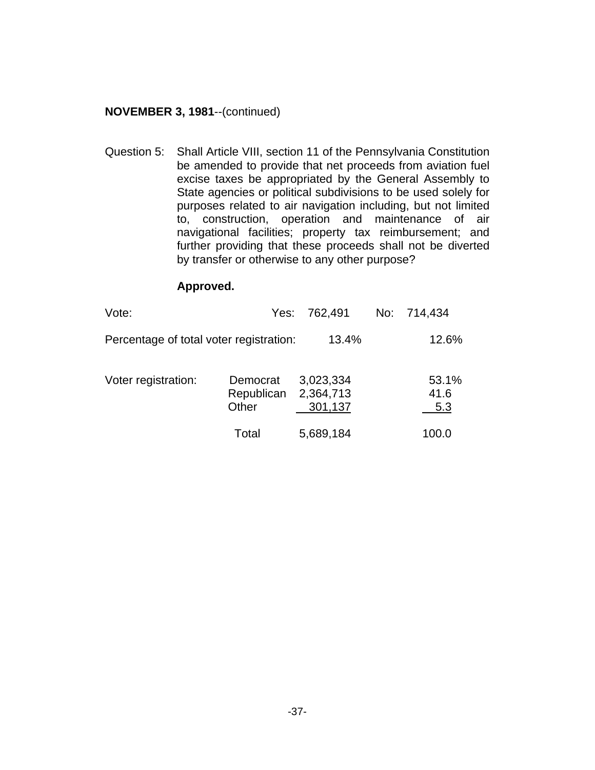**NOVEMBER 3, 1981**--(continued)

Question 5: Shall Article VIII, section 11 of the Pennsylvania Constitution be amended to provide that net proceeds from aviation fuel excise taxes be appropriated by the General Assembly to State agencies or political subdivisions to be used solely for purposes related to air navigation including, but not limited to, construction, operation and maintenance of air navigational facilities; property tax reimbursement; and further providing that these proceeds shall not be diverted by transfer or otherwise to any other purpose?

**Approved.**

| | | | | |
|---|---|---|---|---|
| Vote: | Yes: | 762,491 | No: | 714,434 |
| Percentage of total voter registration: | | 13.4% | | 12.6% |

| | | | |
|---|---|---|---|
| Voter registration: | Democrat | 3,023,334 | 53.1% |
| | Republican | 2,364,713 | 41.6 |
| | Other | 301,137 | 5.3 |
| | Total | 5,689,184 | 100.0 |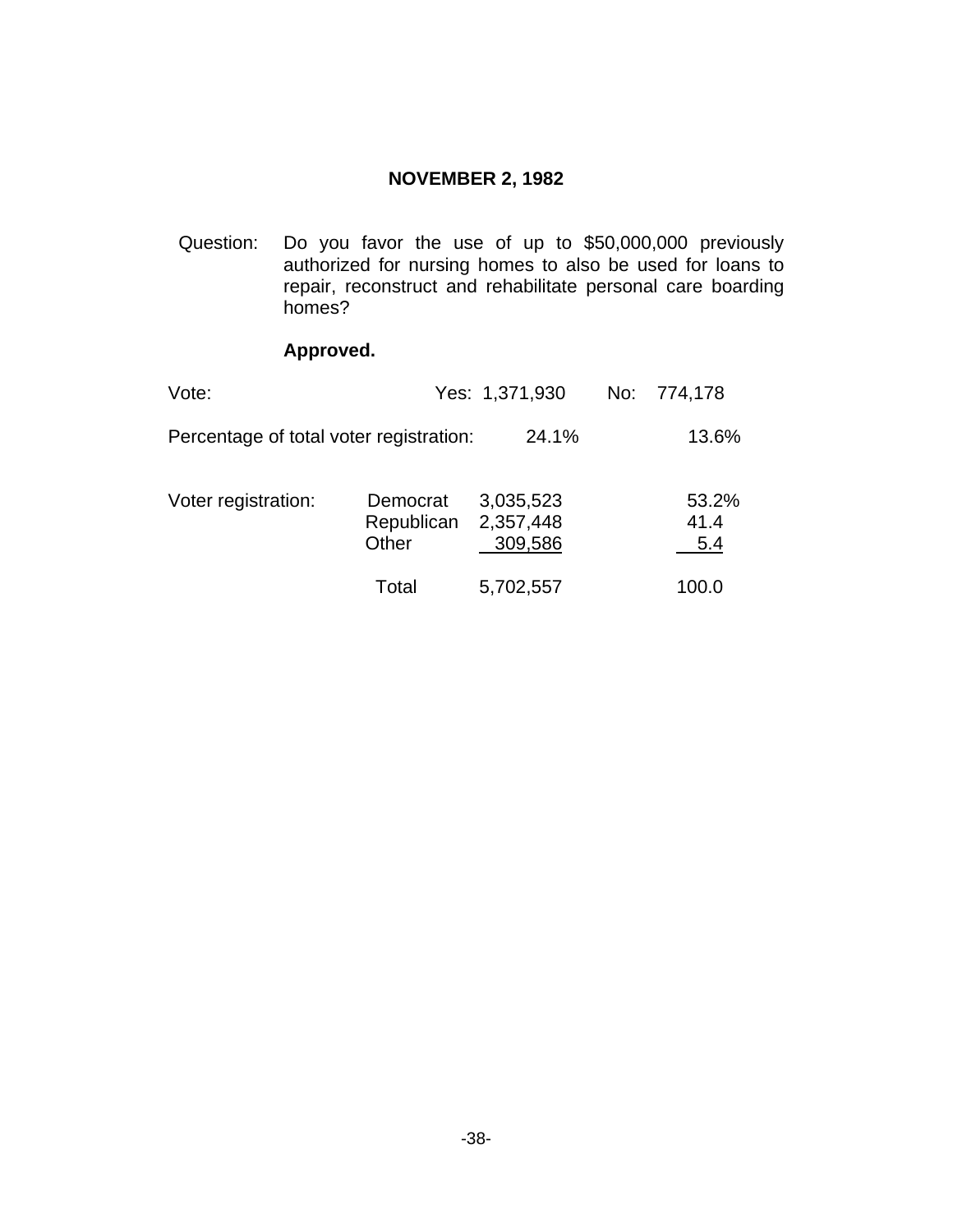## NOVEMBER 2, 1982

Question: Do you favor the use of up to $50,000,000 previously authorized for nursing homes to also be used for loans to repair, reconstruct and rehabilitate personal care boarding homes?

**Approved.**

| Vote: | Yes: 1,371,930 | No: 774,178 |
|---|---|---|
| Percentage of total voter registration: | 24.1% | 13.6% |

| Voter registration: | | | |
|---|---|---|---|
| | Democrat | 3,035,523 | 53.2% |
| | Republican | 2,357,448 | 41.4 |
| | Other | 309,586 | 5.4 |
| | Total | 5,702,557 | 100.0 |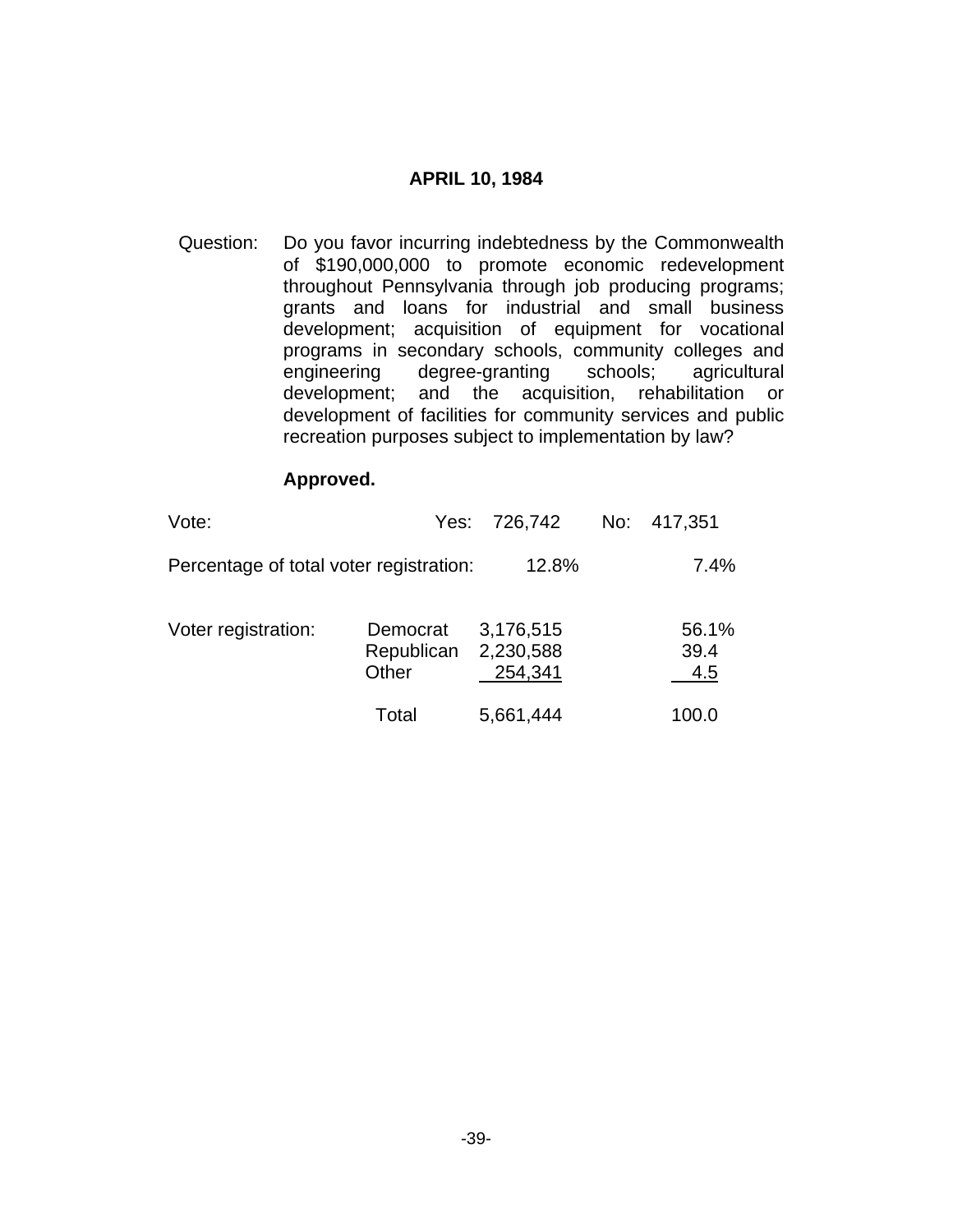## APRIL 10, 1984

Question: Do you favor incurring indebtedness by the Commonwealth of $190,000,000 to promote economic redevelopment throughout Pennsylvania through job producing programs; grants and loans for industrial and small business development; acquisition of equipment for vocational programs in secondary schools, community colleges and engineering degree-granting schools; agricultural development; and the acquisition, rehabilitation or development of facilities for community services and public recreation purposes subject to implementation by law?

**Approved.**

| | | Yes | | No |
|---|---|---|---|---|
| Vote: | | 726,742 | | 417,351 |
| Percentage of total voter registration: | | 12.8% | | 7.4% |

| Voter registration: | | | |
|---|---|---|---|
| | Democrat | 3,176,515 | 56.1% |
| | Republican | 2,230,588 | 39.4 |
| | Other | 254,341 | 4.5 |
| | Total | 5,661,444 | 100.0 |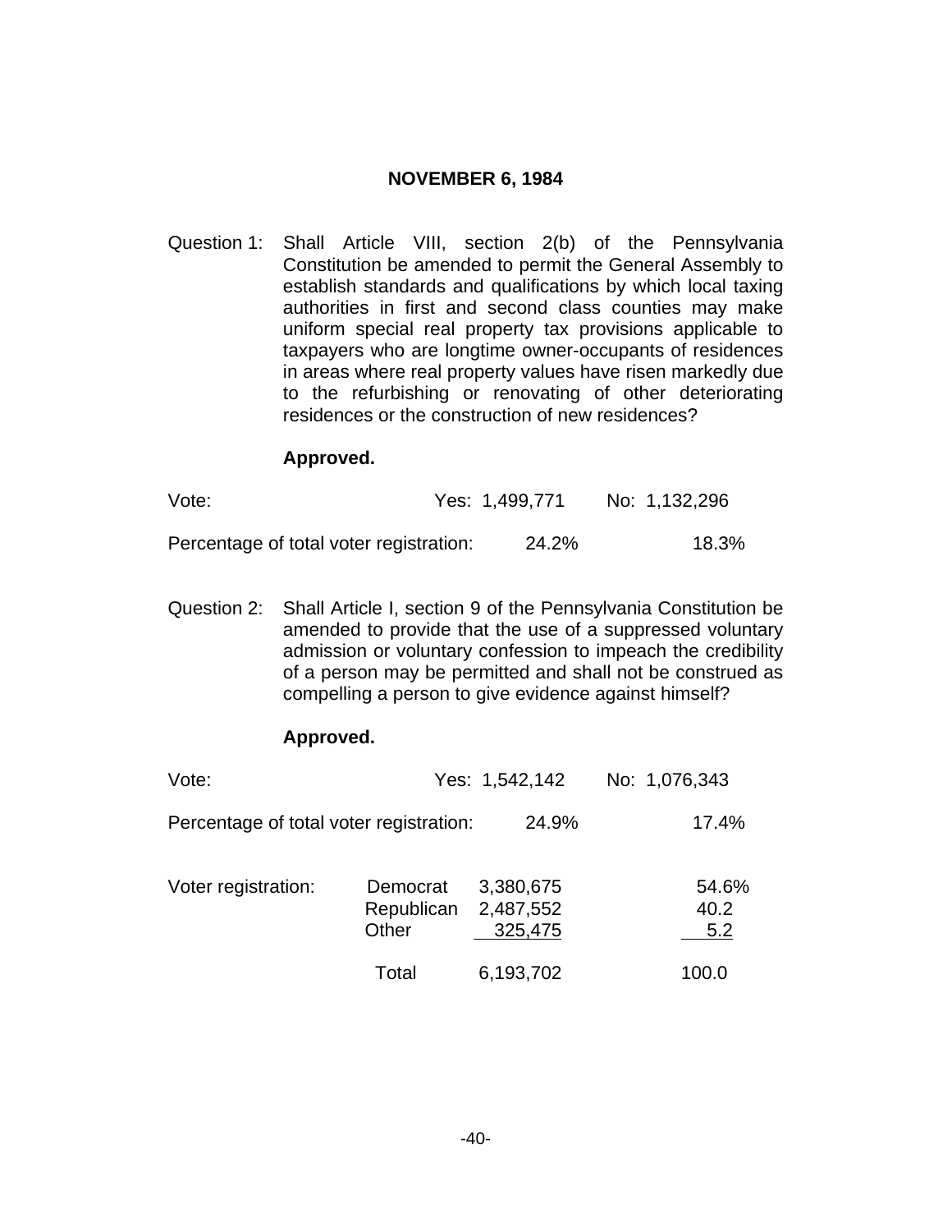## NOVEMBER 6, 1984

Question 1: Shall Article VIII, section 2(b) of the Pennsylvania Constitution be amended to permit the General Assembly to establish standards and qualifications by which local taxing authorities in first and second class counties may make uniform special real property tax provisions applicable to taxpayers who are longtime owner-occupants of residences in areas where real property values have risen markedly due to the refurbishing or renovating of other deteriorating residences or the construction of new residences?

**Approved.**

| | Yes | No |
|---|---|---|
| Vote: | 1,499,771 | 1,132,296 |
| Percentage of total voter registration: | 24.2% | 18.3% |

Question 2: Shall Article I, section 9 of the Pennsylvania Constitution be amended to provide that the use of a suppressed voluntary admission or voluntary confession to impeach the credibility of a person may be permitted and shall not be construed as compelling a person to give evidence against himself?

**Approved.**

| | Yes | No |
|---|---|---|
| Vote: | 1,542,142 | 1,076,343 |
| Percentage of total voter registration: | 24.9% | 17.4% |

| Voter registration: | | | |
|---|---|---|---|
| | Democrat | 3,380,675 | 54.6% |
| | Republican | 2,487,552 | 40.2 |
| | Other | 325,475 | 5.2 |
| | Total | 6,193,702 | 100.0 |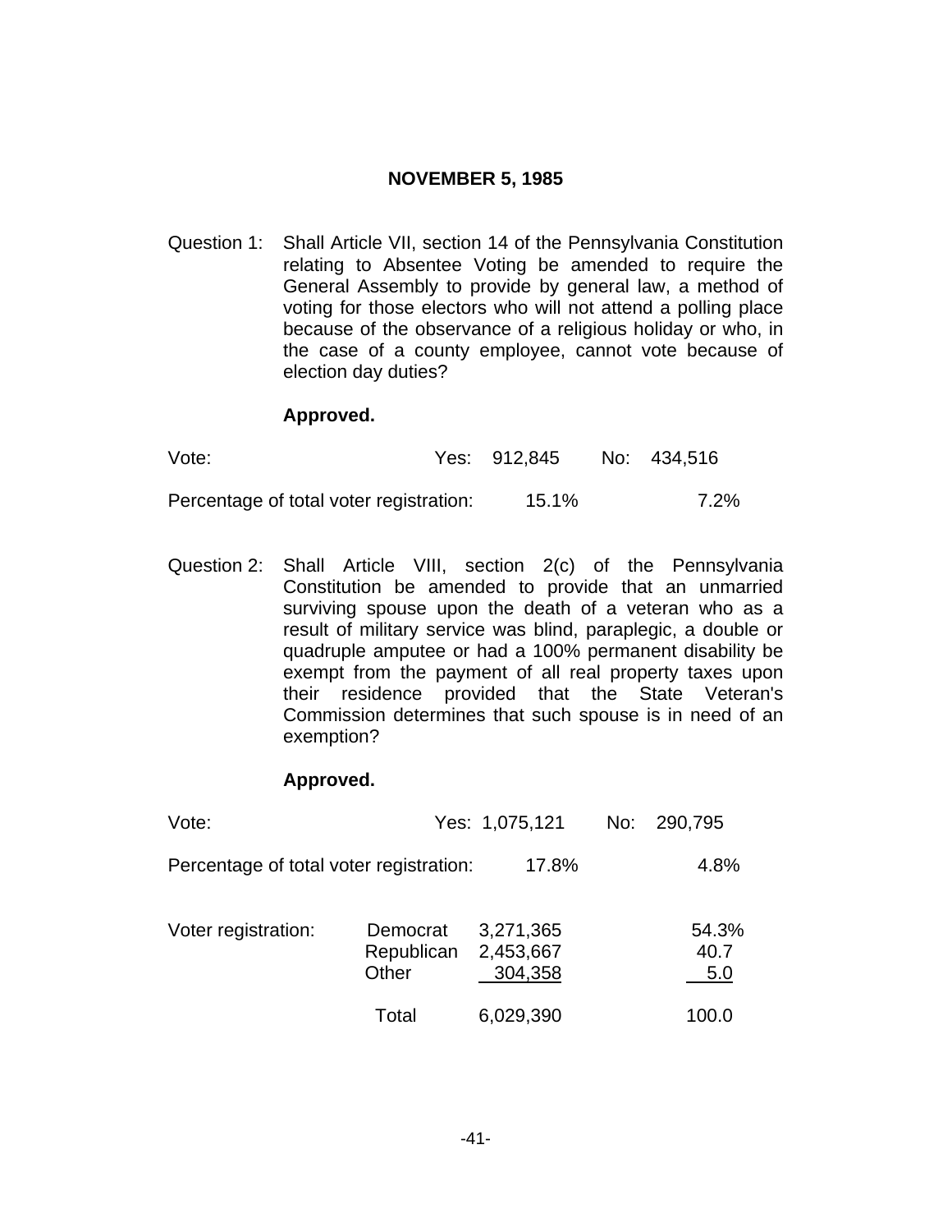## NOVEMBER 5, 1985

Question 1: Shall Article VII, section 14 of the Pennsylvania Constitution relating to Absentee Voting be amended to require the General Assembly to provide by general law, a method of voting for those electors who will not attend a polling place because of the observance of a religious holiday or who, in the case of a county employee, cannot vote because of election day duties?

**Approved.**

| | Yes | No |
|---|---|---|
| Vote: | 912,845 | 434,516 |
| Percentage of total voter registration: | 15.1% | 7.2% |

Question 2: Shall Article VIII, section 2(c) of the Pennsylvania Constitution be amended to provide that an unmarried surviving spouse upon the death of a veteran who as a result of military service was blind, paraplegic, a double or quadruple amputee or had a 100% permanent disability be exempt from the payment of all real property taxes upon their residence provided that the State Veteran's Commission determines that such spouse is in need of an exemption?

**Approved.**

| | Yes | No |
|---|---|---|
| Vote: | 1,075,121 | 290,795 |
| Percentage of total voter registration: | 17.8% | 4.8% |

| Voter registration: | | | |
|---|---|---|---|
| | Democrat | 3,271,365 | 54.3% |
| | Republican | 2,453,667 | 40.7 |
| | Other | 304,358 | 5.0 |
| | Total | 6,029,390 | 100.0 |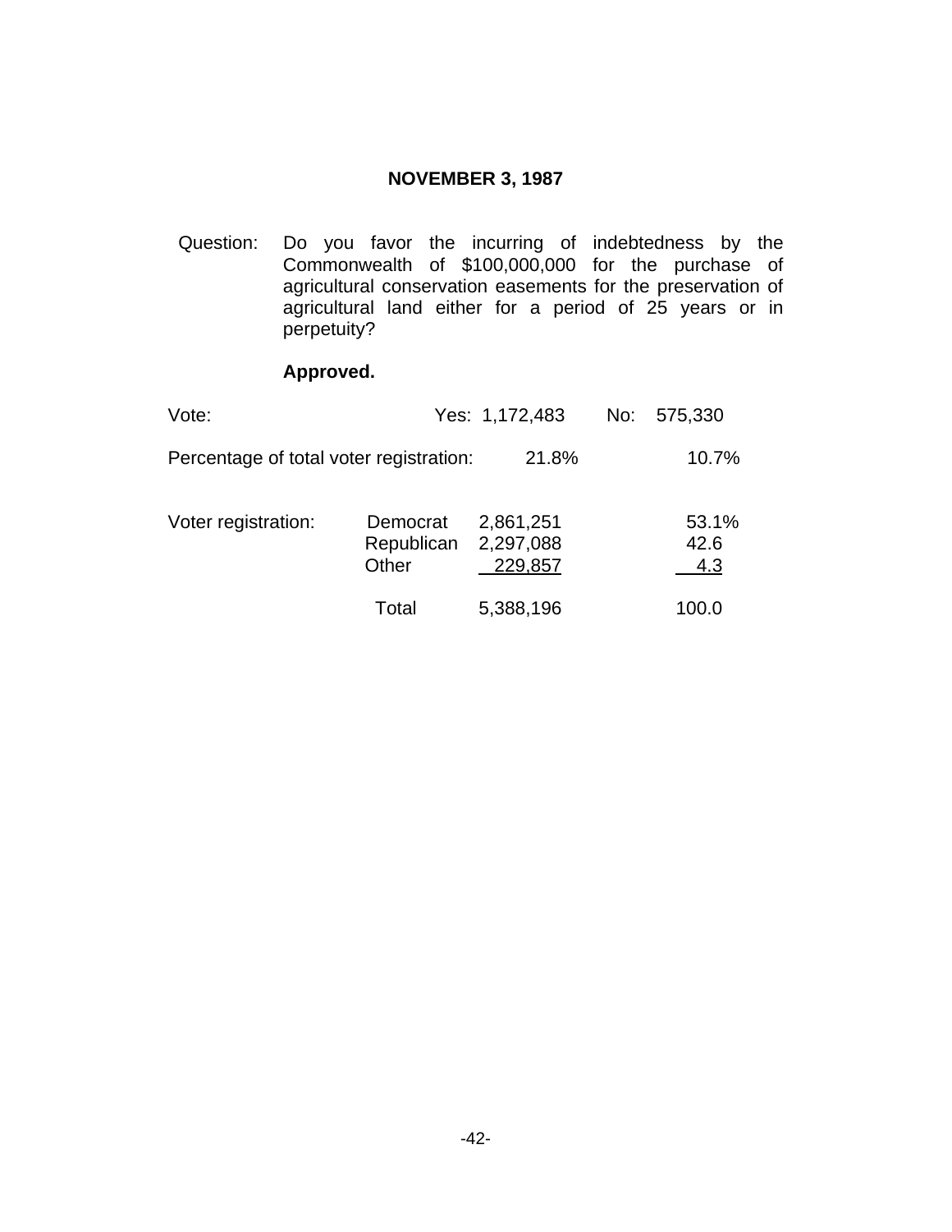## NOVEMBER 3, 1987

Question: Do you favor the incurring of indebtedness by the Commonwealth of $100,000,000 for the purchase of agricultural conservation easements for the preservation of agricultural land either for a period of 25 years or in perpetuity?

**Approved.**

| | | Yes | No |
|---|---|---|---|
| Vote: | | 1,172,483 | 575,330 |
| Percentage of total voter registration: | | 21.8% | 10.7% |

| Voter registration: | | | |
|---|---|---|---|
| | Democrat | 2,861,251 | 53.1% |
| | Republican | 2,297,088 | 42.6 |
| | Other | 229,857 | 4.3 |
| | Total | 5,388,196 | 100.0 |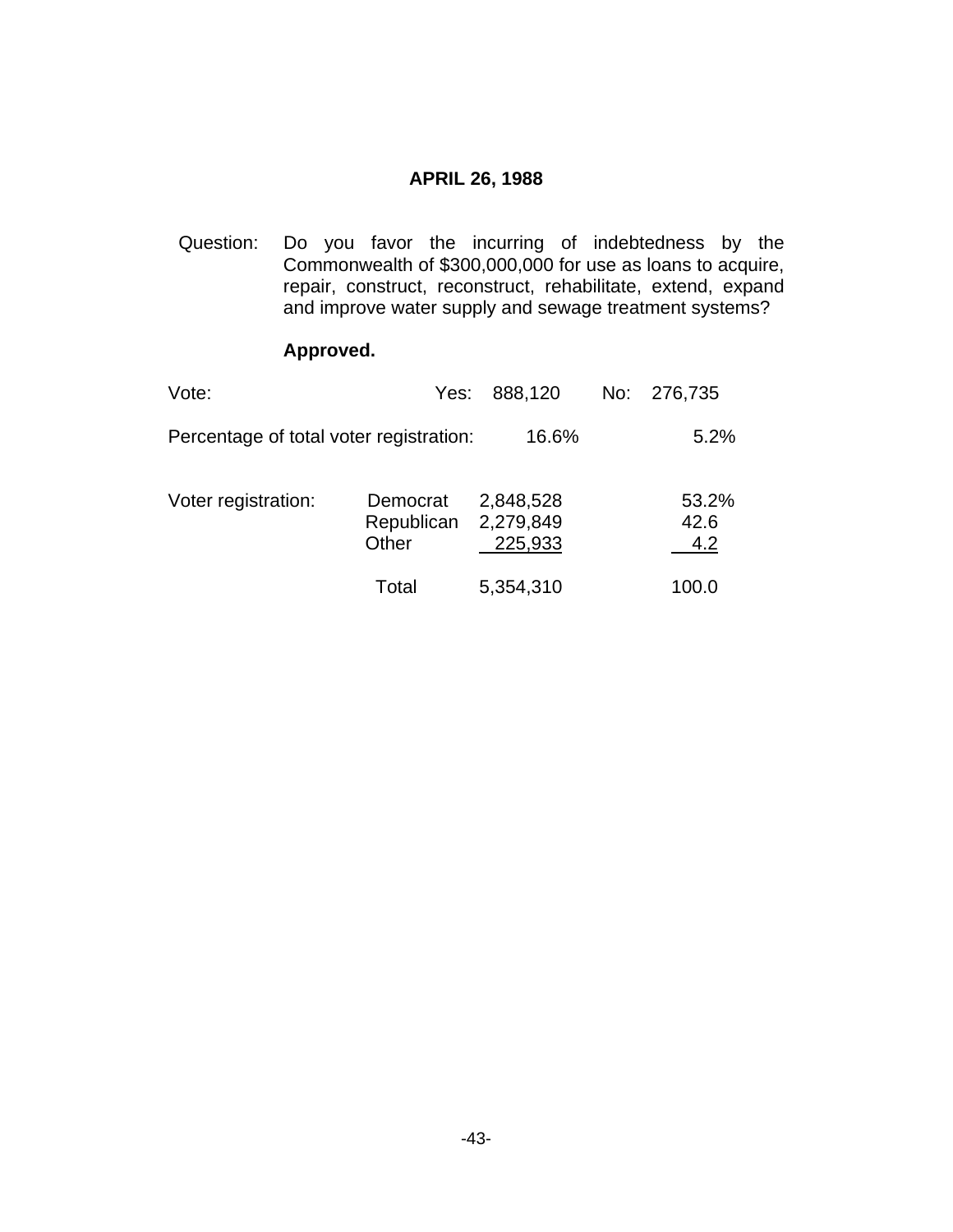## APRIL 26, 1988

Question: Do you favor the incurring of indebtedness by the Commonwealth of $300,000,000 for use as loans to acquire, repair, construct, reconstruct, rehabilitate, extend, expand and improve water supply and sewage treatment systems?

**Approved.**

| | | | |
|---|---|---|---|
| Vote: | Yes: 888,120 | No: 276,735 | |
| Percentage of total voter registration: | 16.6% | 5.2% | |

| Voter registration: | | | |
|---|---|---|---|
| | Democrat | 2,848,528 | 53.2% |
| | Republican | 2,279,849 | 42.6 |
| | Other | 225,933 | 4.2 |
| | Total | 5,354,310 | 100.0 |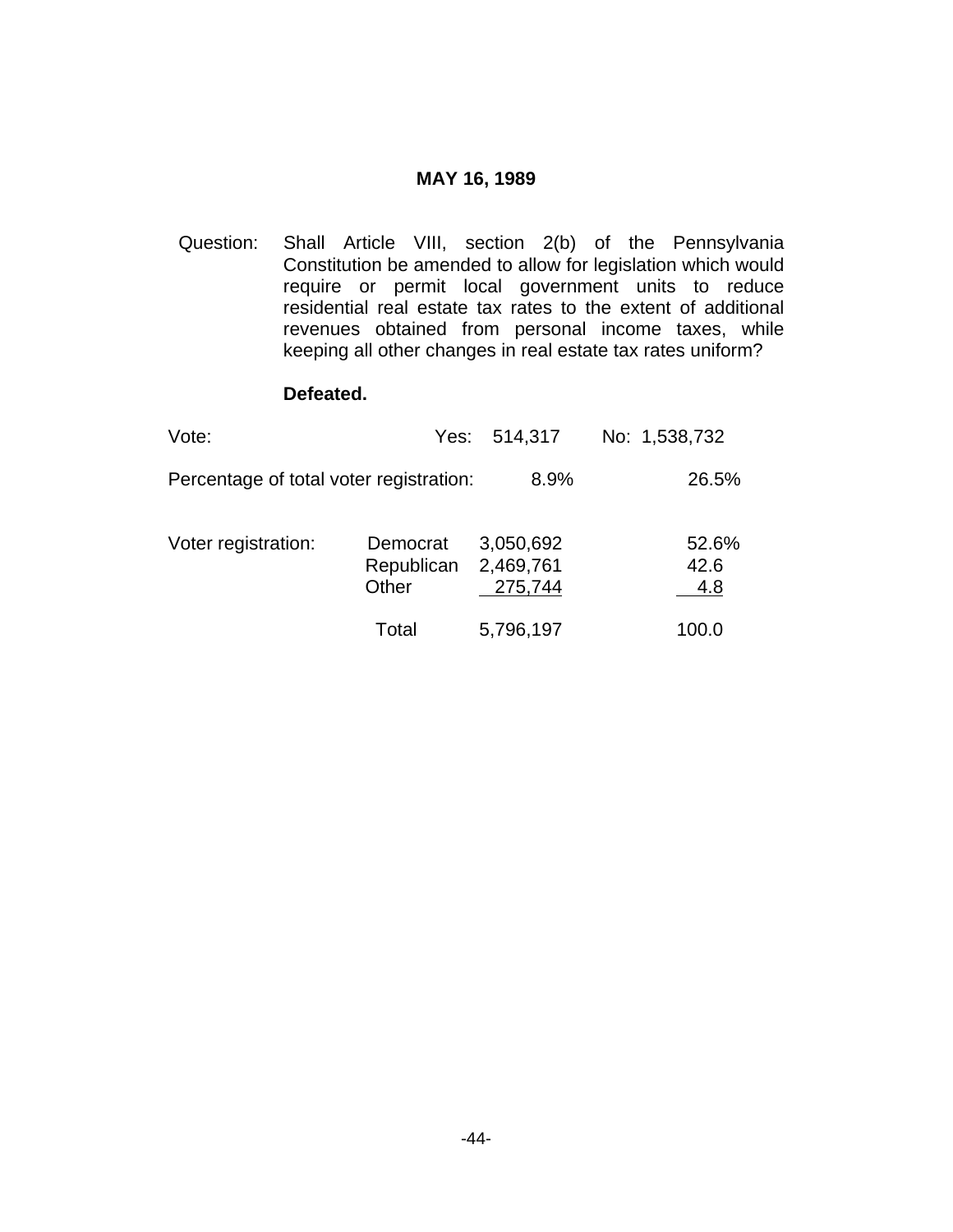## MAY 16, 1989

Question: Shall Article VIII, section 2(b) of the Pennsylvania Constitution be amended to allow for legislation which would require or permit local government units to reduce residential real estate tax rates to the extent of additional revenues obtained from personal income taxes, while keeping all other changes in real estate tax rates uniform?

**Defeated.**

| | Yes | No |
|---|---|---|
| Vote: | 514,317 | 1,538,732 |
| Percentage of total voter registration: | 8.9% | 26.5% |

| Voter registration: | | | |
|---|---|---|---|
| | Democrat | 3,050,692 | 52.6% |
| | Republican | 2,469,761 | 42.6 |
| | Other | 275,744 | 4.8 |
| | Total | 5,796,197 | 100.0 |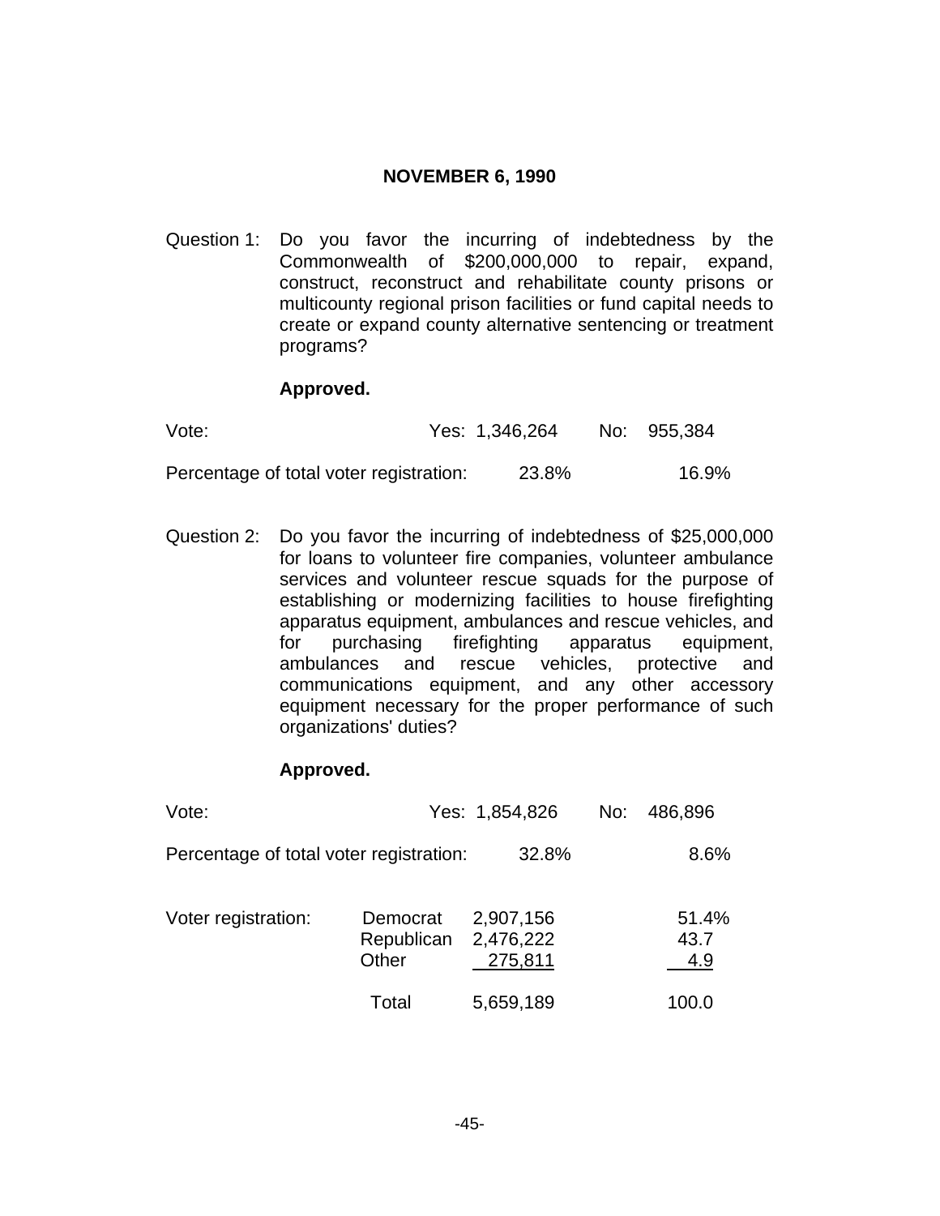## NOVEMBER 6, 1990

Question 1: Do you favor the incurring of indebtedness by the Commonwealth of $200,000,000 to repair, expand, construct, reconstruct and rehabilitate county prisons or multicounty regional prison facilities or fund capital needs to create or expand county alternative sentencing or treatment programs?

**Approved.**

| | Yes | No |
|---|---|---|
| Vote: | 1,346,264 | 955,384 |
| Percentage of total voter registration: | 23.8% | 16.9% |

Question 2: Do you favor the incurring of indebtedness of $25,000,000 for loans to volunteer fire companies, volunteer ambulance services and volunteer rescue squads for the purpose of establishing or modernizing facilities to house firefighting apparatus equipment, ambulances and rescue vehicles, and for purchasing firefighting apparatus equipment, ambulances and rescue vehicles, protective and communications equipment, and any other accessory equipment necessary for the proper performance of such organizations' duties?

**Approved.**

| | Yes | No |
|---|---|---|
| Vote: | 1,854,826 | 486,896 |
| Percentage of total voter registration: | 32.8% | 8.6% |

| Voter registration: | | | |
|---|---|---|---|
| | Democrat | 2,907,156 | 51.4% |
| | Republican | 2,476,222 | 43.7 |
| | Other | 275,811 | 4.9 |
| | Total | 5,659,189 | 100.0 |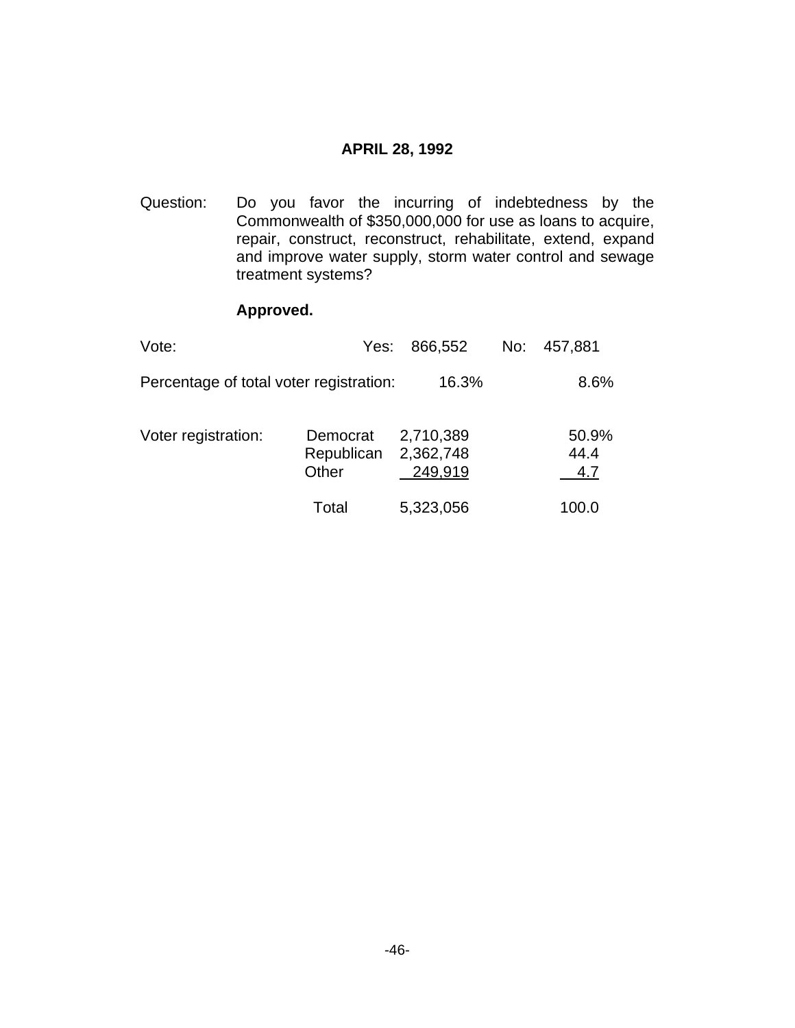## APRIL 28, 1992

Question: Do you favor the incurring of indebtedness by the Commonwealth of $350,000,000 for use as loans to acquire, repair, construct, reconstruct, rehabilitate, extend, expand and improve water supply, storm water control and sewage treatment systems?

**Approved.**

| | Yes | No |
|---|---|---|
| Vote: | 866,552 | 457,881 |
| Percentage of total voter registration: | 16.3% | 8.6% |

| Voter registration: | | | |
|---|---|---|---|
| | Democrat | 2,710,389 | 50.9% |
| | Republican | 2,362,748 | 44.4 |
| | Other | 249,919 | 4.7 |
| | Total | 5,323,056 | 100.0 |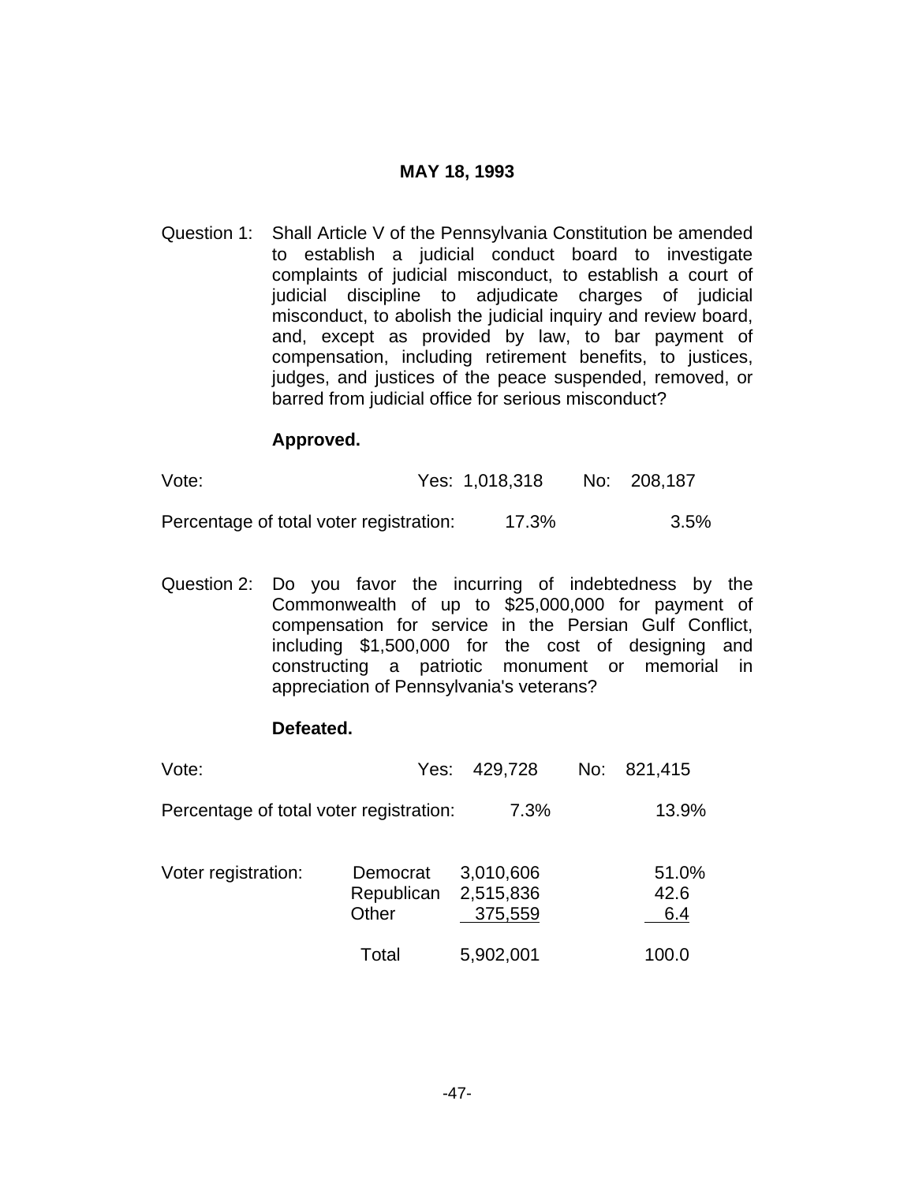## MAY 18, 1993

Question 1: Shall Article V of the Pennsylvania Constitution be amended to establish a judicial conduct board to investigate complaints of judicial misconduct, to establish a court of judicial discipline to adjudicate charges of judicial misconduct, to abolish the judicial inquiry and review board, and, except as provided by law, to bar payment of compensation, including retirement benefits, to justices, judges, and justices of the peace suspended, removed, or barred from judicial office for serious misconduct?

**Approved.**

| | Yes | No |
|---|---|---|
| Vote: | 1,018,318 | 208,187 |
| Percentage of total voter registration: | 17.3% | 3.5% |

Question 2: Do you favor the incurring of indebtedness by the Commonwealth of up to $25,000,000 for payment of compensation for service in the Persian Gulf Conflict, including $1,500,000 for the cost of designing and constructing a patriotic monument or memorial in appreciation of Pennsylvania's veterans?

**Defeated.**

| | Yes | No |
|---|---|---|
| Vote: | 429,728 | 821,415 |
| Percentage of total voter registration: | 7.3% | 13.9% |

| Voter registration: | | | |
|---|---|---|---|
| | Democrat | 3,010,606 | 51.0% |
| | Republican | 2,515,836 | 42.6 |
| | Other | 375,559 | 6.4 |
| | Total | 5,902,001 | 100.0 |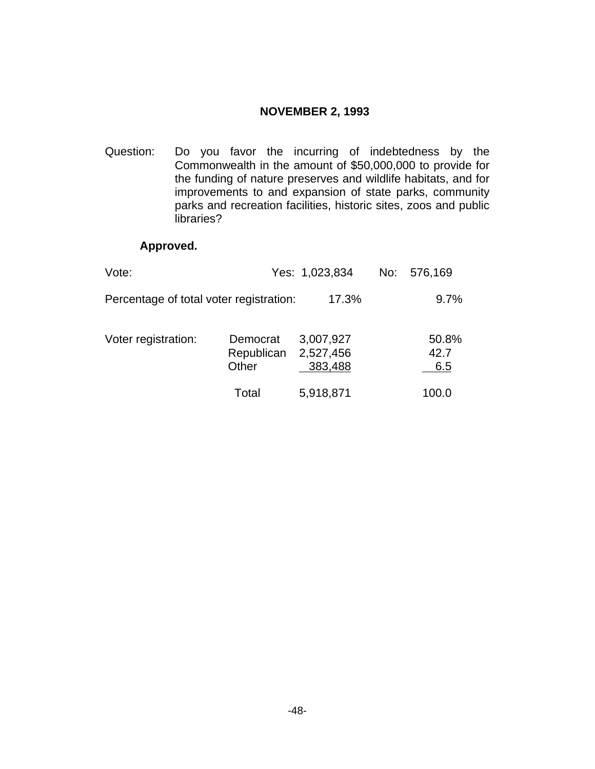## NOVEMBER 2, 1993

Question: Do you favor the incurring of indebtedness by the Commonwealth in the amount of $50,000,000 to provide for the funding of nature preserves and wildlife habitats, and for improvements to and expansion of state parks, community parks and recreation facilities, historic sites, zoos and public libraries?

**Approved.**

| | Yes | No |
|---|---|---|
| Vote: | 1,023,834 | 576,169 |
| Percentage of total voter registration: | 17.3% | 9.7% |

| Voter registration: | | | |
|---|---|---|---|
| | Democrat | 3,007,927 | 50.8% |
| | Republican | 2,527,456 | 42.7 |
| | Other | 383,488 | 6.5 |
| | Total | 5,918,871 | 100.0 |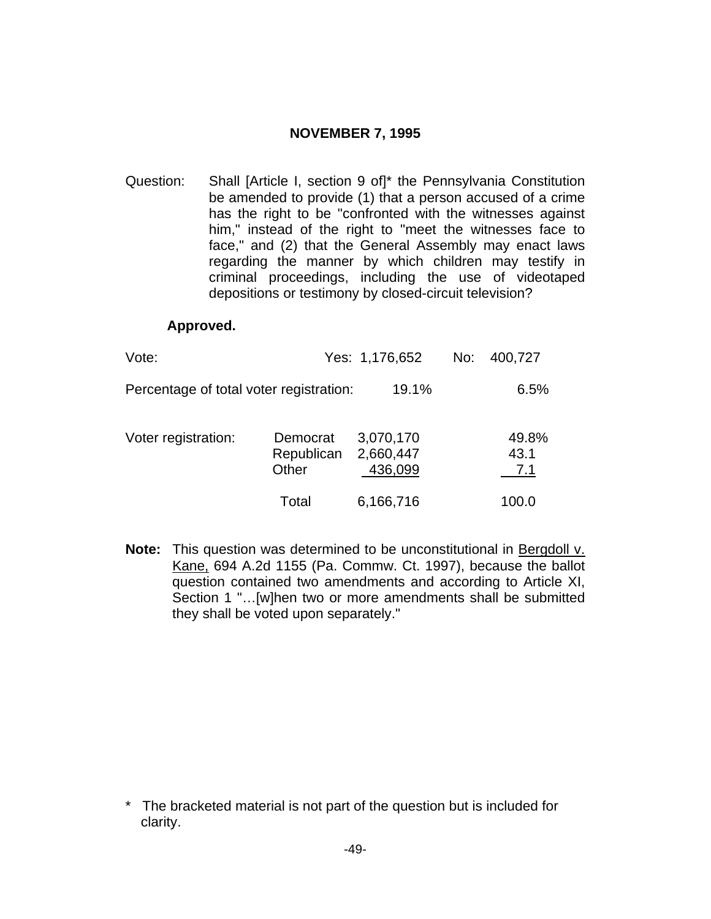## NOVEMBER 7, 1995

Question: Shall [Article I, section 9 of]* the Pennsylvania Constitution be amended to provide (1) that a person accused of a crime has the right to be "confronted with the witnesses against him," instead of the right to "meet the witnesses face to face," and (2) that the General Assembly may enact laws regarding the manner by which children may testify in criminal proceedings, including the use of videotaped depositions or testimony by closed-circuit television?

**Approved.**

| | | | |
|---|---|---|---|
| Vote: | | Yes: 1,176,652 | No: 400,727 |
| Percentage of total voter registration: | | 19.1% | 6.5% |
| Voter registration: | Democrat | 3,070,170 | 49.8% |
| | Republican | 2,660,447 | 43.1 |
| | Other | 436,099 | 7.1 |
| | Total | 6,166,716 | 100.0 |

**Note:** This question was determined to be unconstitutional in Bergdoll v. Kane, 694 A.2d 1155 (Pa. Commw. Ct. 1997), because the ballot question contained two amendments and according to Article XI, Section 1 "…[w]hen two or more amendments shall be submitted they shall be voted upon separately."

* The bracketed material is not part of the question but is included for clarity.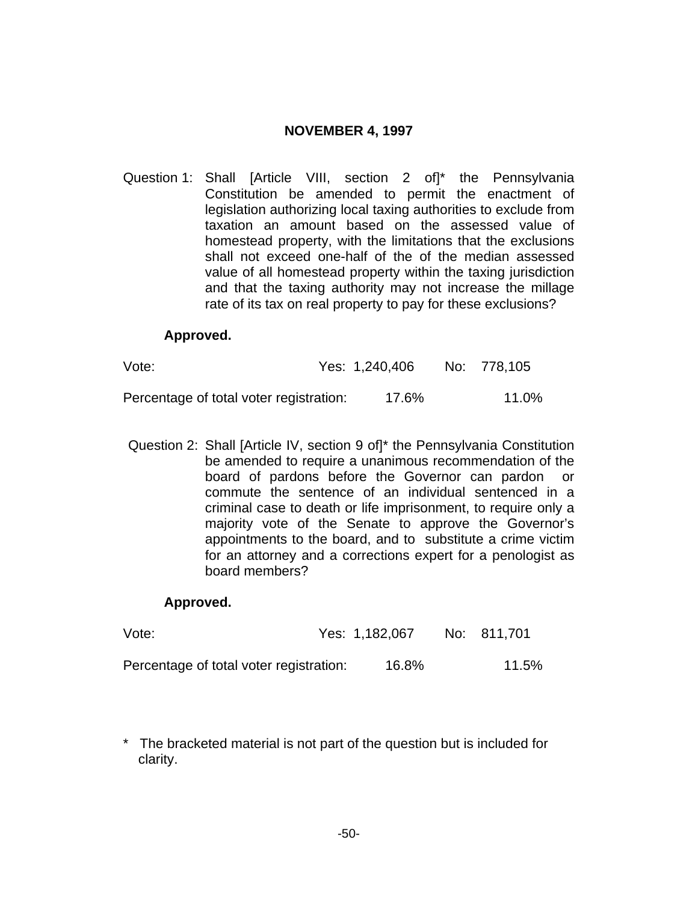## NOVEMBER 4, 1997

Question 1: Shall [Article VIII, section 2 of]* the Pennsylvania Constitution be amended to permit the enactment of legislation authorizing local taxing authorities to exclude from taxation an amount based on the assessed value of homestead property, with the limitations that the exclusions shall not exceed one-half of the of the median assessed value of all homestead property within the taxing jurisdiction and that the taxing authority may not increase the millage rate of its tax on real property to pay for these exclusions?

**Approved.**

| | Yes | No |
|---|---|---|
| Vote: | 1,240,406 | 778,105 |
| Percentage of total voter registration: | 17.6% | 11.0% |

Question 2: Shall [Article IV, section 9 of]* the Pennsylvania Constitution be amended to require a unanimous recommendation of the board of pardons before the Governor can pardon or commute the sentence of an individual sentenced in a criminal case to death or life imprisonment, to require only a majority vote of the Senate to approve the Governor's appointments to the board, and to substitute a crime victim for an attorney and a corrections expert for a penologist as board members?

**Approved.**

| | Yes | No |
|---|---|---|
| Vote: | 1,182,067 | 811,701 |
| Percentage of total voter registration: | 16.8% | 11.5% |

\* The bracketed material is not part of the question but is included for clarity.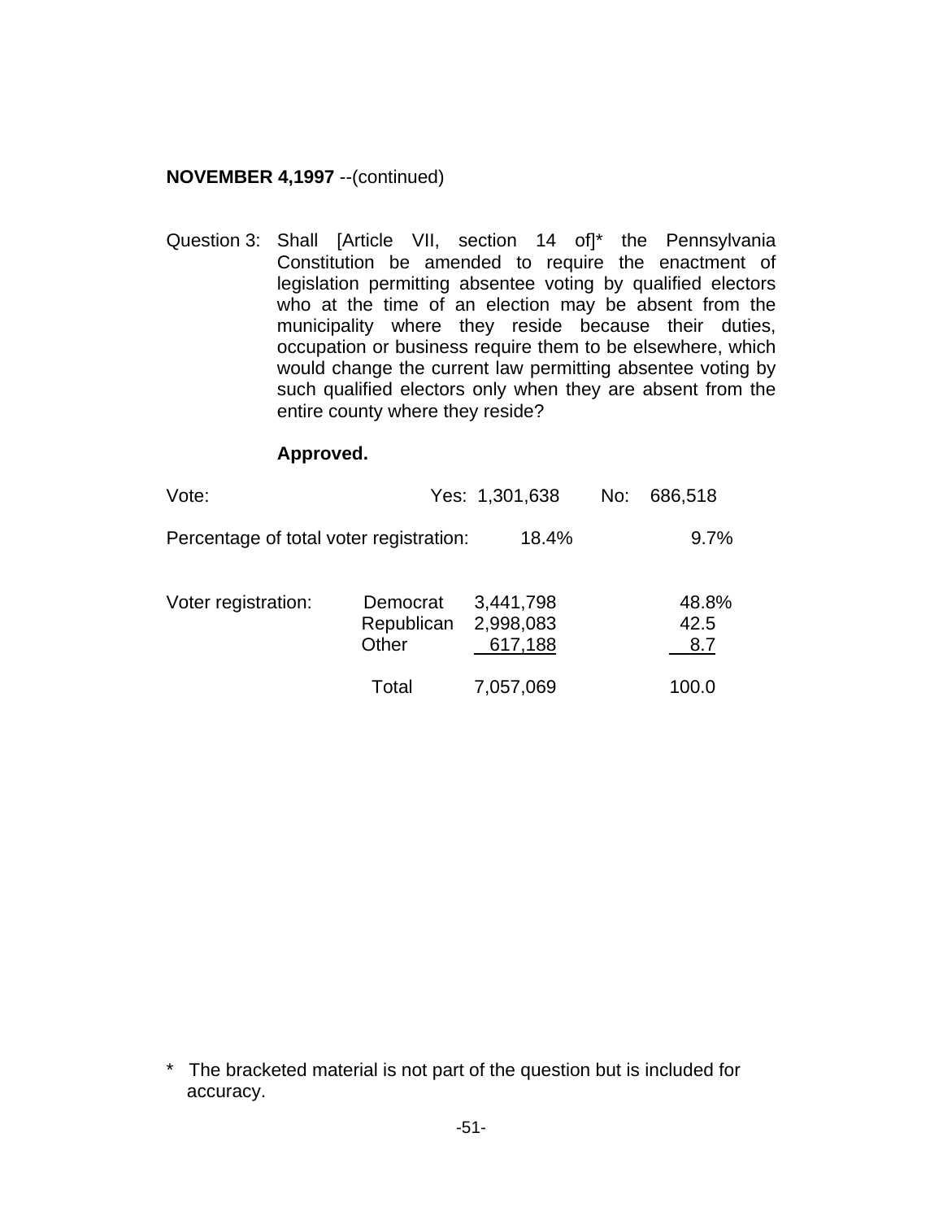**NOVEMBER 4,1997** --(continued)

Question 3: Shall [Article VII, section 14 of]* the Pennsylvania Constitution be amended to require the enactment of legislation permitting absentee voting by qualified electors who at the time of an election may be absent from the municipality where they reside because their duties, occupation or business require them to be elsewhere, which would change the current law permitting absentee voting by such qualified electors only when they are absent from the entire county where they reside?

**Approved.**

| | Yes | No |
|---|---|---|
| Vote: | 1,301,638 | 686,518 |
| Percentage of total voter registration: | 18.4% | 9.7% |

| | | | |
|---|---|---|---|
| Voter registration: | Democrat | 3,441,798 | 48.8% |
| | Republican | 2,998,083 | 42.5 |
| | Other | 617,188 | 8.7 |
| | Total | 7,057,069 | 100.0 |

\* The bracketed material is not part of the question but is included for accuracy.